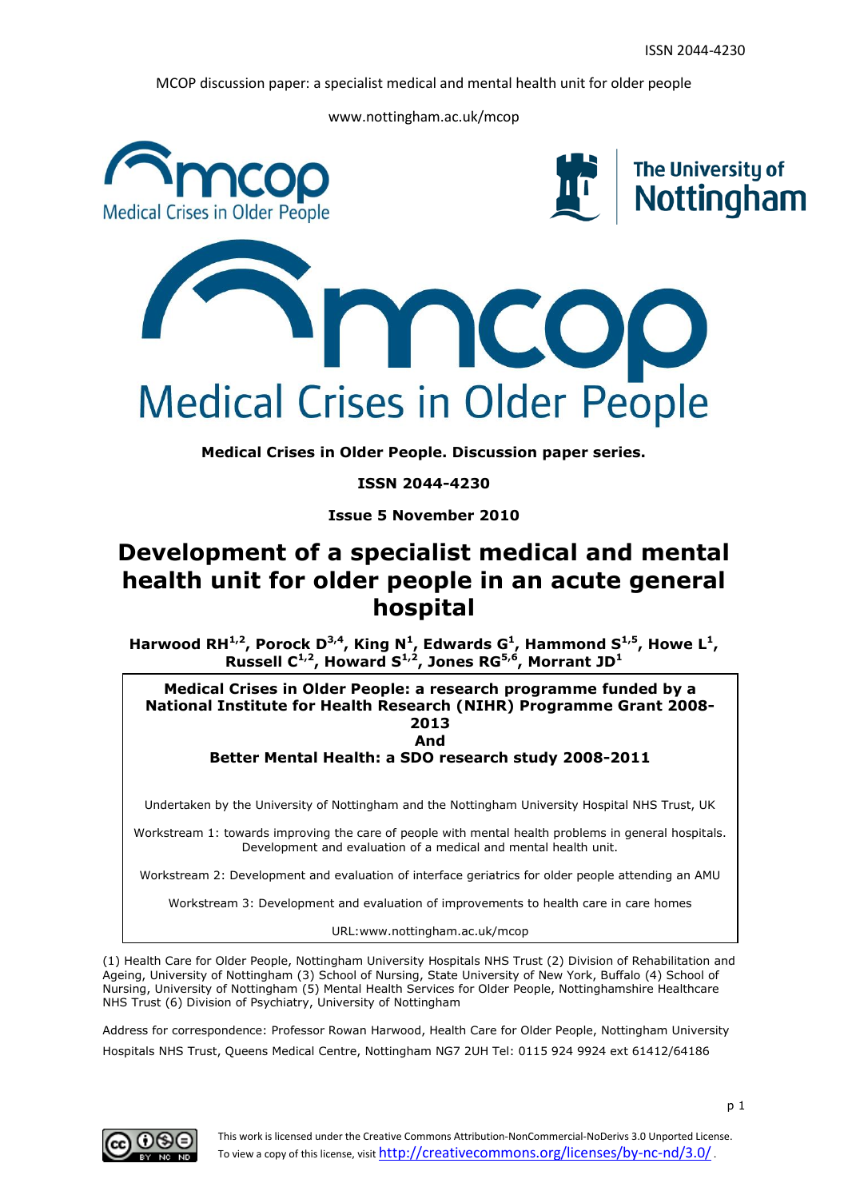ISSN 2044-4230

MCOP discussion paper: a specialist medical and mental health unit for older people

www.nottingham.ac.uk/mcop

**Medical Crises in Older People. Discussion paper series.**

**ISSN 2044-4230**

**Issue 5 November 2010**

# Development of a specialist medical and mental health unit for older people in an acute general hospital

**Harwood RH[1,2], Porock D[3,4], King N[1], Edwards G[1], Hammond S[1,5], Howe L[1], Russell C[1,2], Howard S[1,2], Jones RG[5,6], Morrant JD[1]**

**Medical Crises in Older People: a research programme funded by a National Institute for Health Research (NIHR) Programme Grant 2008-2013**
**And**
**Better Mental Health: a SDO research study 2008-2011**

Undertaken by the University of Nottingham and the Nottingham University Hospital NHS Trust, UK

Workstream 1: towards improving the care of people with mental health problems in general hospitals. Development and evaluation of a medical and mental health unit.

Workstream 2: Development and evaluation of interface geriatrics for older people attending an AMU

Workstream 3: Development and evaluation of improvements to health care in care homes

URL:www.nottingham.ac.uk/mcop

(1) Health Care for Older People, Nottingham University Hospitals NHS Trust (2) Division of Rehabilitation and Ageing, University of Nottingham (3) School of Nursing, State University of New York, Buffalo (4) School of Nursing, University of Nottingham (5) Mental Health Services for Older People, Nottinghamshire Healthcare NHS Trust (6) Division of Psychiatry, University of Nottingham

Address for correspondence: Professor Rowan Harwood, Health Care for Older People, Nottingham University Hospitals NHS Trust, Queens Medical Centre, Nottingham NG7 2UH Tel: 0115 924 9924 ext 61412/64186

This work is licensed under the Creative Commons Attribution-NonCommercial-NoDerivs 3.0 Unported License. To view a copy of this license, visit http://creativecommons.org/licenses/by-nc-nd/3.0/ .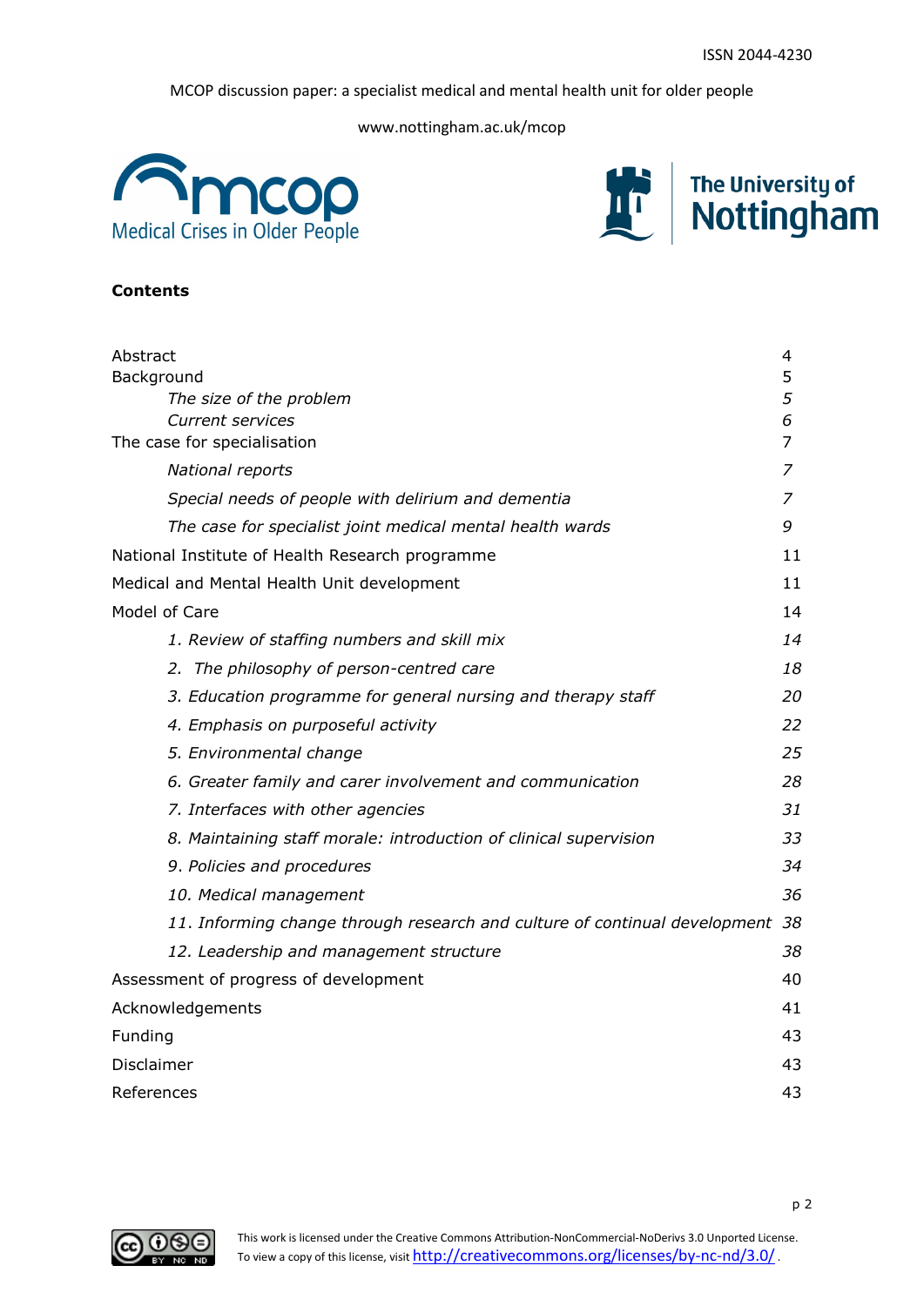## Contents

| | |
|---|---|
| Abstract | 4 |
| Background | 5 |
| *The size of the problem* | *5* |
| *Current services* | *6* |
| The case for specialisation | 7 |
| *National reports* | *7* |
| *Special needs of people with delirium and dementia* | *7* |
| *The case for specialist joint medical mental health wards* | *9* |
| National Institute of Health Research programme | 11 |
| Medical and Mental Health Unit development | 11 |
| Model of Care | 14 |
| *1. Review of staffing numbers and skill mix* | *14* |
| *2. The philosophy of person-centred care* | *18* |
| *3. Education programme for general nursing and therapy staff* | *20* |
| *4. Emphasis on purposeful activity* | *22* |
| *5. Environmental change* | *25* |
| *6. Greater family and carer involvement and communication* | *28* |
| *7. Interfaces with other agencies* | *31* |
| *8. Maintaining staff morale: introduction of clinical supervision* | *33* |
| *9. Policies and procedures* | *34* |
| *10. Medical management* | *36* |
| *11. Informing change through research and culture of continual development* | *38* |
| *12. Leadership and management structure* | *38* |
| Assessment of progress of development | 40 |
| Acknowledgements | 41 |
| Funding | 43 |
| Disclaimer | 43 |
| References | 43 |

This work is licensed under the Creative Commons Attribution-NonCommercial-NoDerivs 3.0 Unported License. To view a copy of this license, visit http://creativecommons.org/licenses/by-nc-nd/3.0/.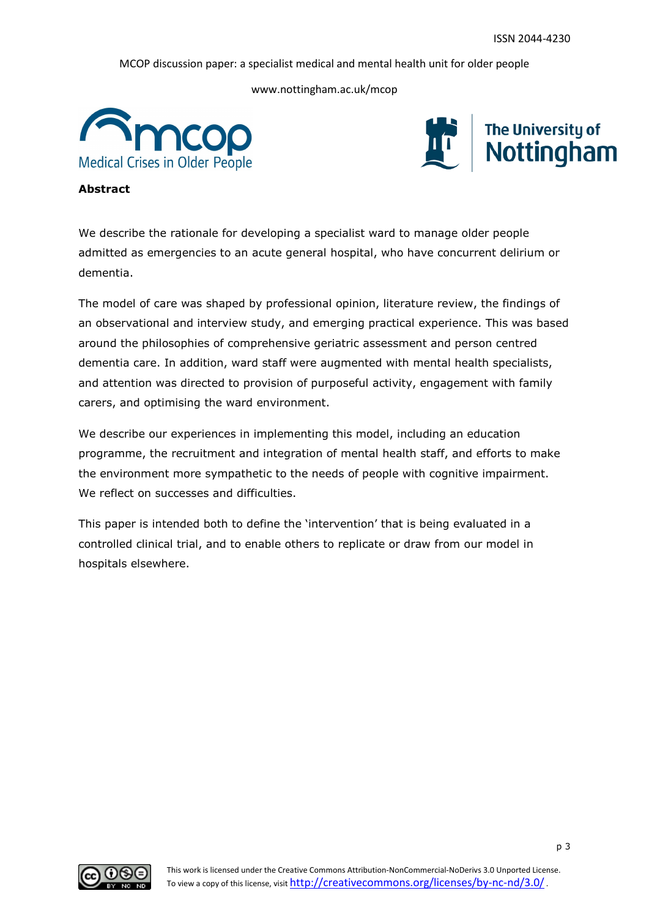## Abstract

We describe the rationale for developing a specialist ward to manage older people admitted as emergencies to an acute general hospital, who have concurrent delirium or dementia.

The model of care was shaped by professional opinion, literature review, the findings of an observational and interview study, and emerging practical experience. This was based around the philosophies of comprehensive geriatric assessment and person centred dementia care. In addition, ward staff were augmented with mental health specialists, and attention was directed to provision of purposeful activity, engagement with family carers, and optimising the ward environment.

We describe our experiences in implementing this model, including an education programme, the recruitment and integration of mental health staff, and efforts to make the environment more sympathetic to the needs of people with cognitive impairment. We reflect on successes and difficulties.

This paper is intended both to define the 'intervention' that is being evaluated in a controlled clinical trial, and to enable others to replicate or draw from our model in hospitals elsewhere.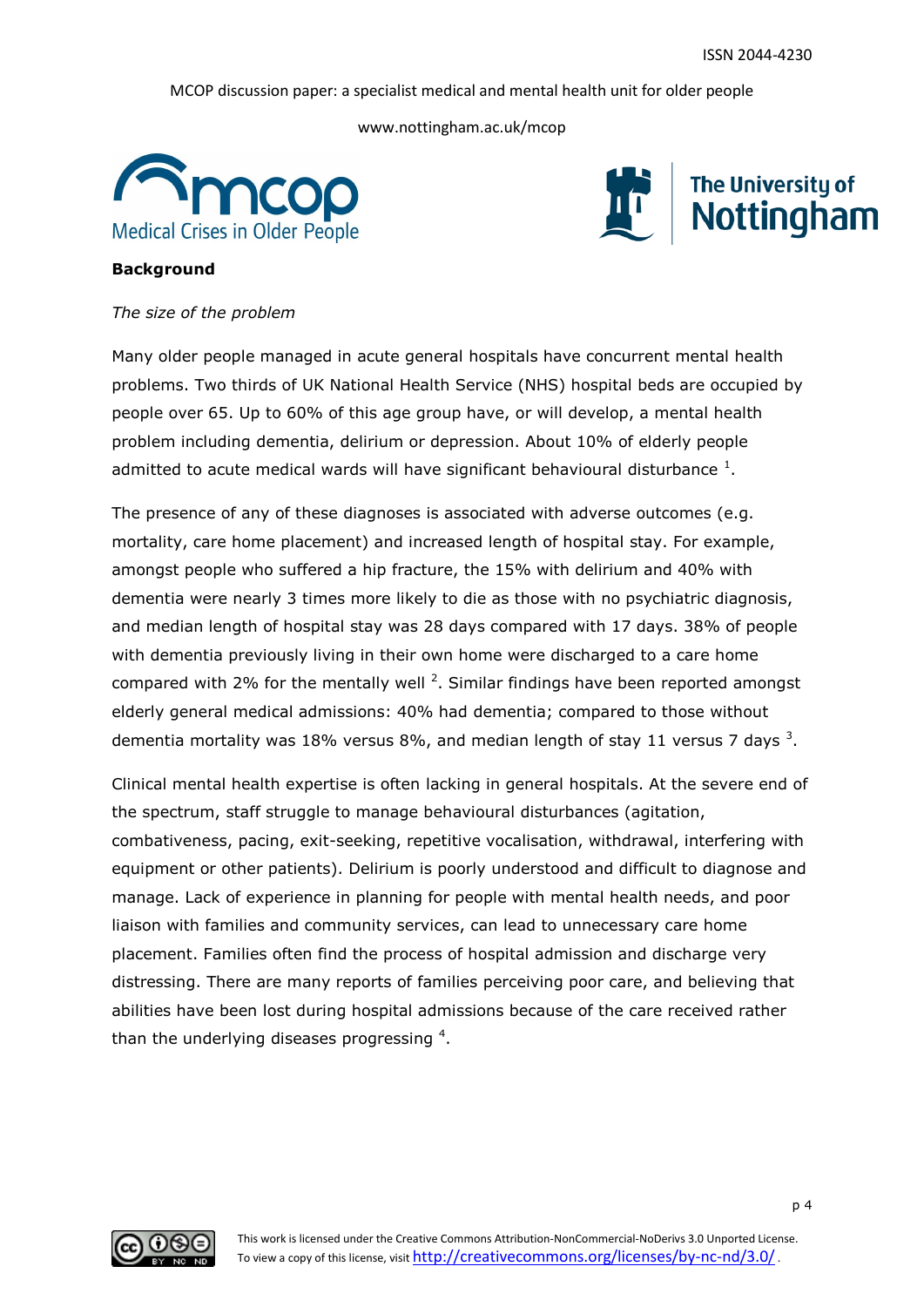**Background**

*The size of the problem*

Many older people managed in acute general hospitals have concurrent mental health problems. Two thirds of UK National Health Service (NHS) hospital beds are occupied by people over 65. Up to 60% of this age group have, or will develop, a mental health problem including dementia, delirium or depression. About 10% of elderly people admitted to acute medical wards will have significant behavioural disturbance [1].

The presence of any of these diagnoses is associated with adverse outcomes (e.g. mortality, care home placement) and increased length of hospital stay. For example, amongst people who suffered a hip fracture, the 15% with delirium and 40% with dementia were nearly 3 times more likely to die as those with no psychiatric diagnosis, and median length of hospital stay was 28 days compared with 17 days. 38% of people with dementia previously living in their own home were discharged to a care home compared with 2% for the mentally well [2]. Similar findings have been reported amongst elderly general medical admissions: 40% had dementia; compared to those without dementia mortality was 18% versus 8%, and median length of stay 11 versus 7 days [3].

Clinical mental health expertise is often lacking in general hospitals. At the severe end of the spectrum, staff struggle to manage behavioural disturbances (agitation, combativeness, pacing, exit-seeking, repetitive vocalisation, withdrawal, interfering with equipment or other patients). Delirium is poorly understood and difficult to diagnose and manage. Lack of experience in planning for people with mental health needs, and poor liaison with families and community services, can lead to unnecessary care home placement. Families often find the process of hospital admission and discharge very distressing. There are many reports of families perceiving poor care, and believing that abilities have been lost during hospital admissions because of the care received rather than the underlying diseases progressing [4].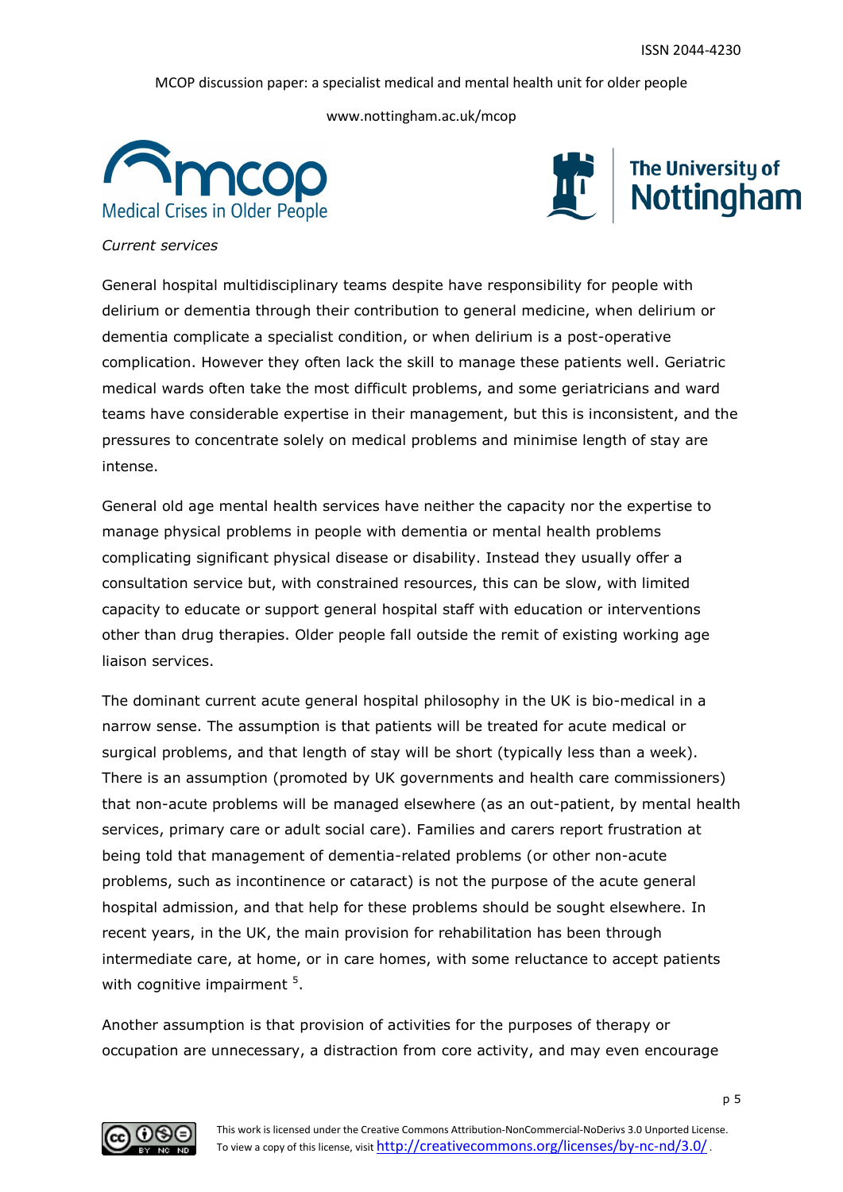*Current services*

General hospital multidisciplinary teams despite have responsibility for people with delirium or dementia through their contribution to general medicine, when delirium or dementia complicate a specialist condition, or when delirium is a post-operative complication. However they often lack the skill to manage these patients well. Geriatric medical wards often take the most difficult problems, and some geriatricians and ward teams have considerable expertise in their management, but this is inconsistent, and the pressures to concentrate solely on medical problems and minimise length of stay are intense.

General old age mental health services have neither the capacity nor the expertise to manage physical problems in people with dementia or mental health problems complicating significant physical disease or disability. Instead they usually offer a consultation service but, with constrained resources, this can be slow, with limited capacity to educate or support general hospital staff with education or interventions other than drug therapies. Older people fall outside the remit of existing working age liaison services.

The dominant current acute general hospital philosophy in the UK is bio-medical in a narrow sense. The assumption is that patients will be treated for acute medical or surgical problems, and that length of stay will be short (typically less than a week). There is an assumption (promoted by UK governments and health care commissioners) that non-acute problems will be managed elsewhere (as an out-patient, by mental health services, primary care or adult social care). Families and carers report frustration at being told that management of dementia-related problems (or other non-acute problems, such as incontinence or cataract) is not the purpose of the acute general hospital admission, and that help for these problems should be sought elsewhere. In recent years, in the UK, the main provision for rehabilitation has been through intermediate care, at home, or in care homes, with some reluctance to accept patients with cognitive impairment [5].

Another assumption is that provision of activities for the purposes of therapy or occupation are unnecessary, a distraction from core activity, and may even encourage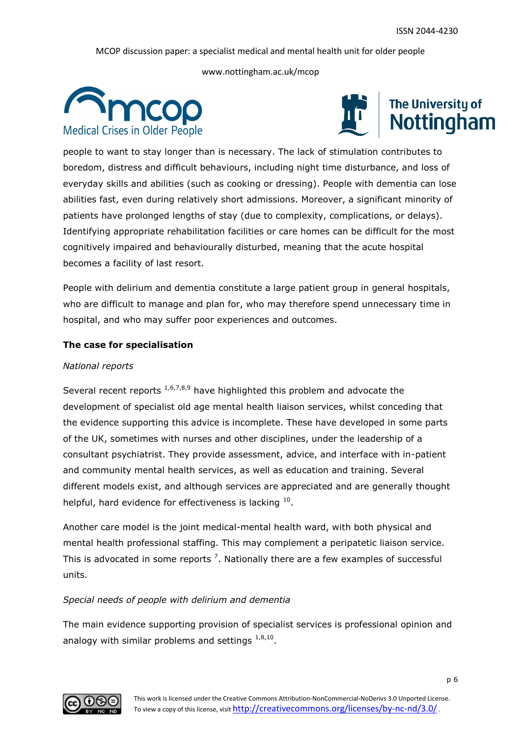people to want to stay longer than is necessary. The lack of stimulation contributes to boredom, distress and difficult behaviours, including night time disturbance, and loss of everyday skills and abilities (such as cooking or dressing). People with dementia can lose abilities fast, even during relatively short admissions. Moreover, a significant minority of patients have prolonged lengths of stay (due to complexity, complications, or delays). Identifying appropriate rehabilitation facilities or care homes can be difficult for the most cognitively impaired and behaviourally disturbed, meaning that the acute hospital becomes a facility of last resort.

People with delirium and dementia constitute a large patient group in general hospitals, who are difficult to manage and plan for, who may therefore spend unnecessary time in hospital, and who may suffer poor experiences and outcomes.

**The case for specialisation**

*National reports*

Several recent reports [1,6,7,8,9] have highlighted this problem and advocate the development of specialist old age mental health liaison services, whilst conceding that the evidence supporting this advice is incomplete. These have developed in some parts of the UK, sometimes with nurses and other disciplines, under the leadership of a consultant psychiatrist. They provide assessment, advice, and interface with in-patient and community mental health services, as well as education and training. Several different models exist, and although services are appreciated and are generally thought helpful, hard evidence for effectiveness is lacking [10].

Another care model is the joint medical-mental health ward, with both physical and mental health professional staffing. This may complement a peripatetic liaison service. This is advocated in some reports [7]. Nationally there are a few examples of successful units.

*Special needs of people with delirium and dementia*

The main evidence supporting provision of specialist services is professional opinion and analogy with similar problems and settings [1,8,10].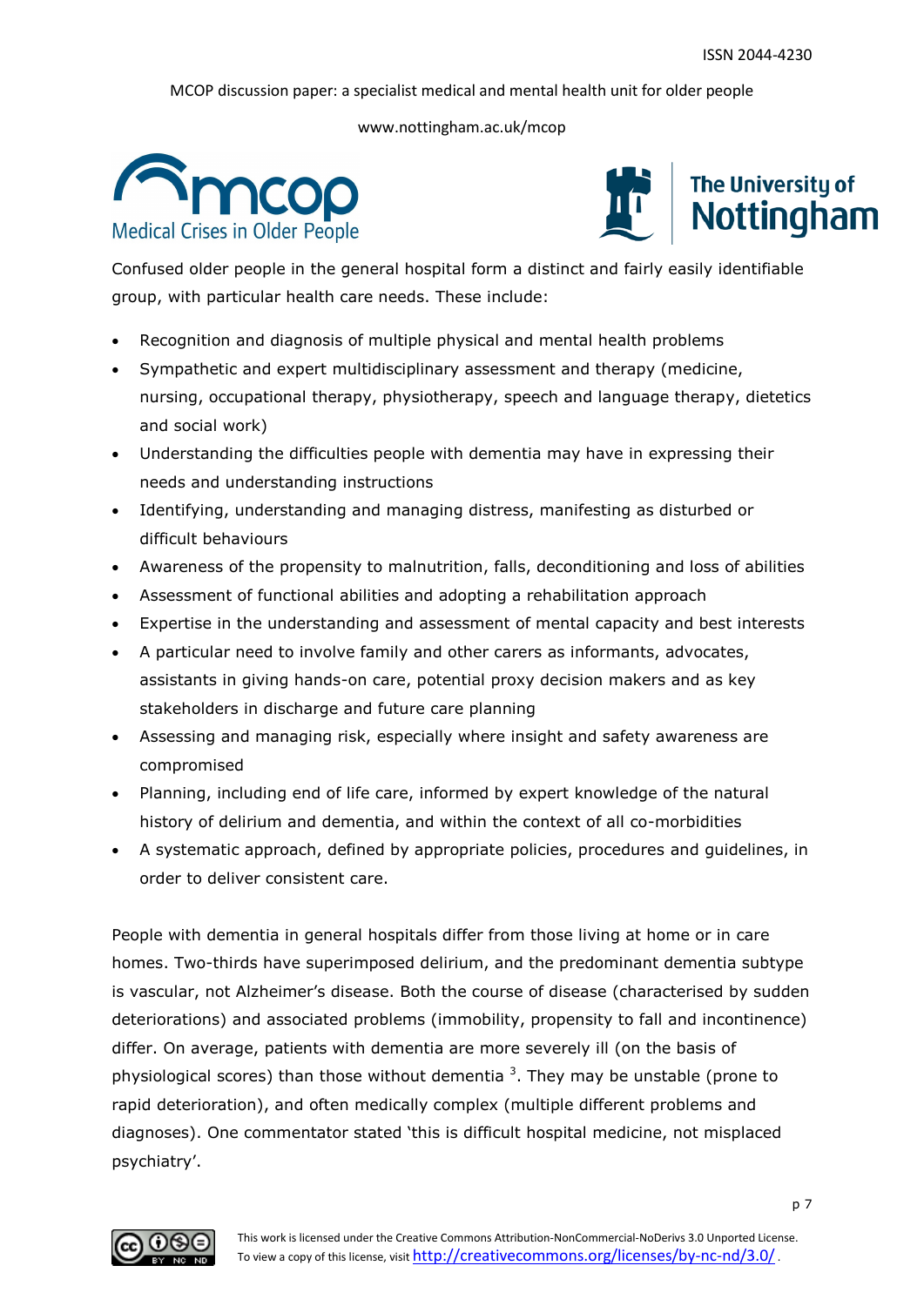Confused older people in the general hospital form a distinct and fairly easily identifiable group, with particular health care needs. These include:

- Recognition and diagnosis of multiple physical and mental health problems
- Sympathetic and expert multidisciplinary assessment and therapy (medicine, nursing, occupational therapy, physiotherapy, speech and language therapy, dietetics and social work)
- Understanding the difficulties people with dementia may have in expressing their needs and understanding instructions
- Identifying, understanding and managing distress, manifesting as disturbed or difficult behaviours
- Awareness of the propensity to malnutrition, falls, deconditioning and loss of abilities
- Assessment of functional abilities and adopting a rehabilitation approach
- Expertise in the understanding and assessment of mental capacity and best interests
- A particular need to involve family and other carers as informants, advocates, assistants in giving hands-on care, potential proxy decision makers and as key stakeholders in discharge and future care planning
- Assessing and managing risk, especially where insight and safety awareness are compromised
- Planning, including end of life care, informed by expert knowledge of the natural history of delirium and dementia, and within the context of all co-morbidities
- A systematic approach, defined by appropriate policies, procedures and guidelines, in order to deliver consistent care.

People with dementia in general hospitals differ from those living at home or in care homes. Two-thirds have superimposed delirium, and the predominant dementia subtype is vascular, not Alzheimer's disease. Both the course of disease (characterised by sudden deteriorations) and associated problems (immobility, propensity to fall and incontinence) differ. On average, patients with dementia are more severely ill (on the basis of physiological scores) than those without dementia [3]. They may be unstable (prone to rapid deterioration), and often medically complex (multiple different problems and diagnoses). One commentator stated 'this is difficult hospital medicine, not misplaced psychiatry'.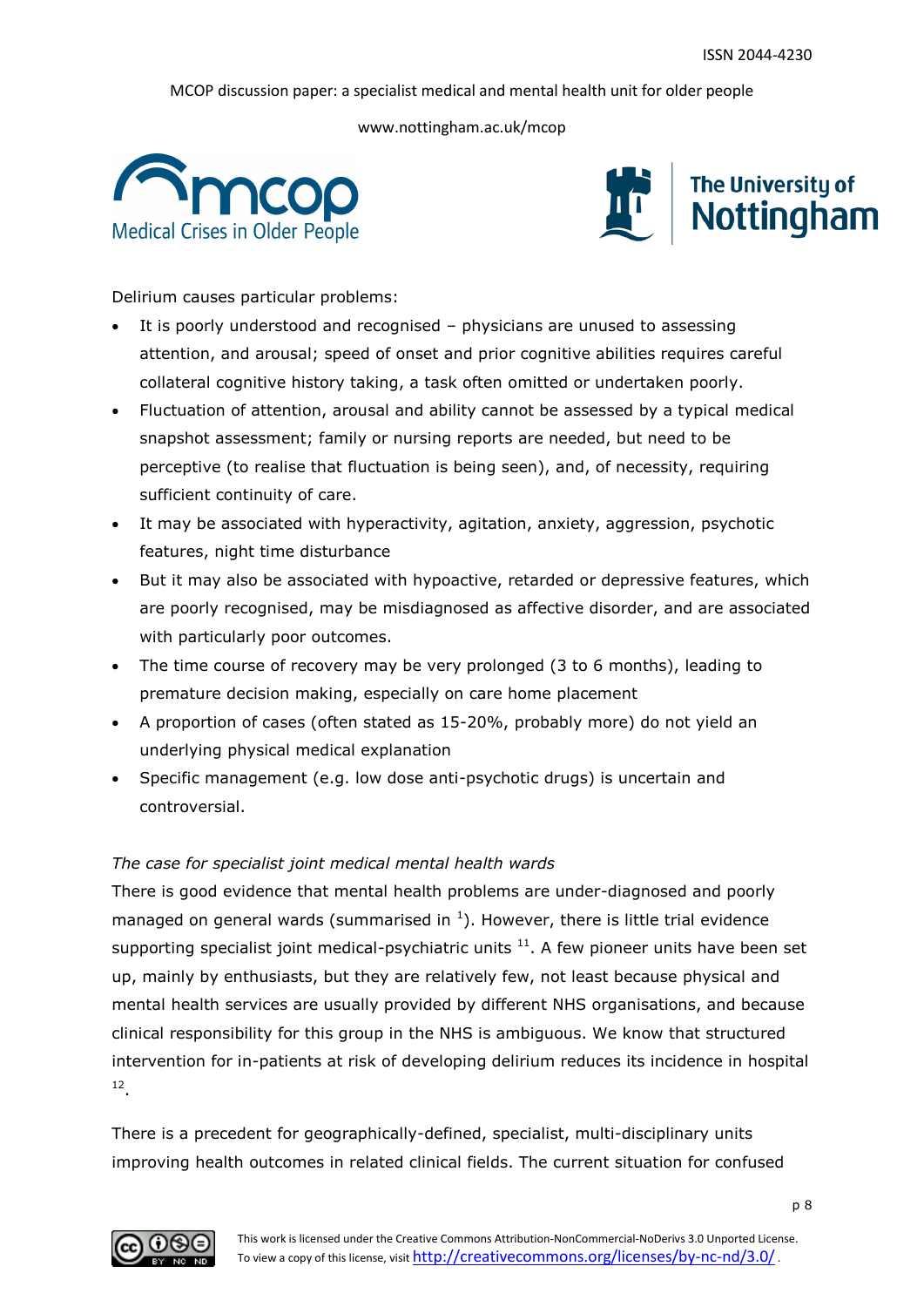Delirium causes particular problems:

- It is poorly understood and recognised – physicians are unused to assessing attention, and arousal; speed of onset and prior cognitive abilities requires careful collateral cognitive history taking, a task often omitted or undertaken poorly.
- Fluctuation of attention, arousal and ability cannot be assessed by a typical medical snapshot assessment; family or nursing reports are needed, but need to be perceptive (to realise that fluctuation is being seen), and, of necessity, requiring sufficient continuity of care.
- It may be associated with hyperactivity, agitation, anxiety, aggression, psychotic features, night time disturbance
- But it may also be associated with hypoactive, retarded or depressive features, which are poorly recognised, may be misdiagnosed as affective disorder, and are associated with particularly poor outcomes.
- The time course of recovery may be very prolonged (3 to 6 months), leading to premature decision making, especially on care home placement
- A proportion of cases (often stated as 15-20%, probably more) do not yield an underlying physical medical explanation
- Specific management (e.g. low dose anti-psychotic drugs) is uncertain and controversial.

*The case for specialist joint medical mental health wards*

There is good evidence that mental health problems are under-diagnosed and poorly managed on general wards (summarised in [1]). However, there is little trial evidence supporting specialist joint medical-psychiatric units [11]. A few pioneer units have been set up, mainly by enthusiasts, but they are relatively few, not least because physical and mental health services are usually provided by different NHS organisations, and because clinical responsibility for this group in the NHS is ambiguous. We know that structured intervention for in-patients at risk of developing delirium reduces its incidence in hospital [12].

There is a precedent for geographically-defined, specialist, multi-disciplinary units improving health outcomes in related clinical fields. The current situation for confused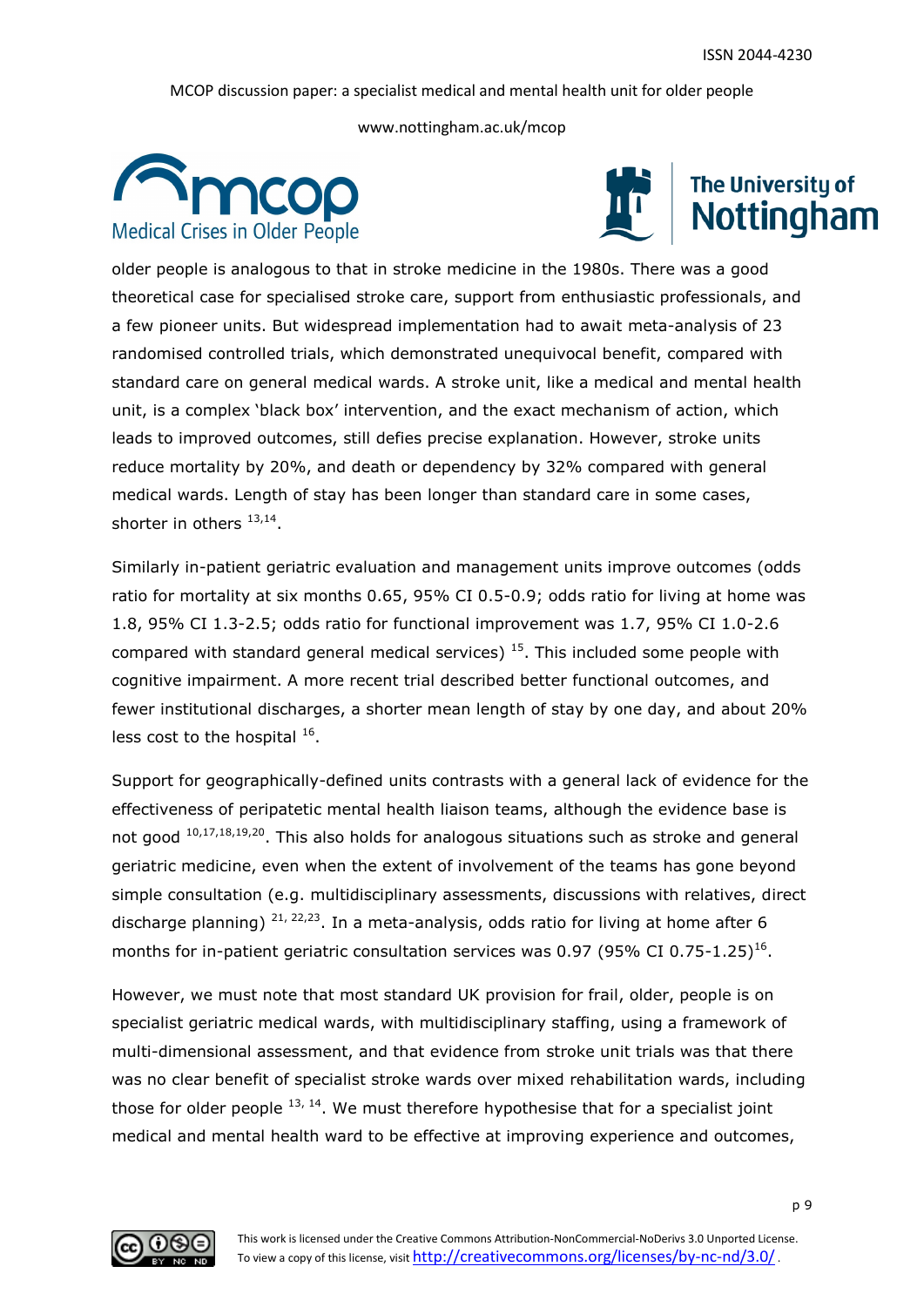older people is analogous to that in stroke medicine in the 1980s. There was a good theoretical case for specialised stroke care, support from enthusiastic professionals, and a few pioneer units. But widespread implementation had to await meta-analysis of 23 randomised controlled trials, which demonstrated unequivocal benefit, compared with standard care on general medical wards. A stroke unit, like a medical and mental health unit, is a complex 'black box' intervention, and the exact mechanism of action, which leads to improved outcomes, still defies precise explanation. However, stroke units reduce mortality by 20%, and death or dependency by 32% compared with general medical wards. Length of stay has been longer than standard care in some cases, shorter in others [13,14].

Similarly in-patient geriatric evaluation and management units improve outcomes (odds ratio for mortality at six months 0.65, 95% CI 0.5-0.9; odds ratio for living at home was 1.8, 95% CI 1.3-2.5; odds ratio for functional improvement was 1.7, 95% CI 1.0-2.6 compared with standard general medical services) [15]. This included some people with cognitive impairment. A more recent trial described better functional outcomes, and fewer institutional discharges, a shorter mean length of stay by one day, and about 20% less cost to the hospital [16].

Support for geographically-defined units contrasts with a general lack of evidence for the effectiveness of peripatetic mental health liaison teams, although the evidence base is not good [10,17,18,19,20]. This also holds for analogous situations such as stroke and general geriatric medicine, even when the extent of involvement of the teams has gone beyond simple consultation (e.g. multidisciplinary assessments, discussions with relatives, direct discharge planning) [21, 22,23]. In a meta-analysis, odds ratio for living at home after 6 months for in-patient geriatric consultation services was 0.97 (95% CI 0.75-1.25)[16].

However, we must note that most standard UK provision for frail, older, people is on specialist geriatric medical wards, with multidisciplinary staffing, using a framework of multi-dimensional assessment, and that evidence from stroke unit trials was that there was no clear benefit of specialist stroke wards over mixed rehabilitation wards, including those for older people [13, 14]. We must therefore hypothesise that for a specialist joint medical and mental health ward to be effective at improving experience and outcomes,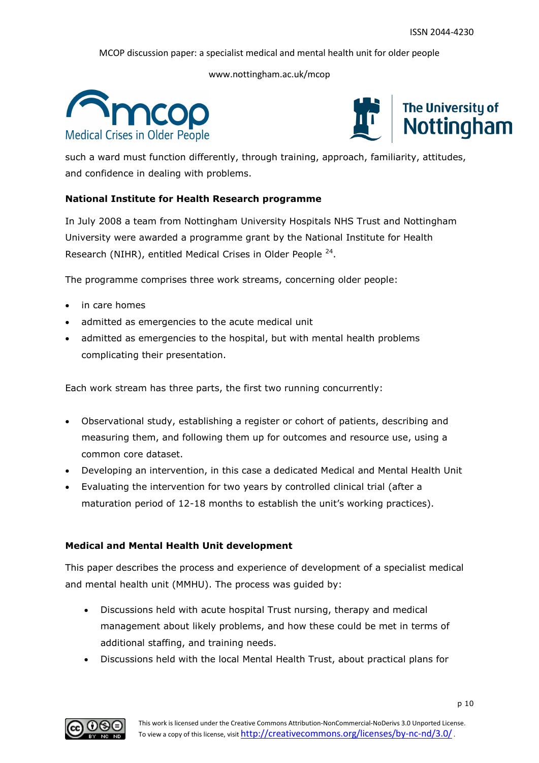such a ward must function differently, through training, approach, familiarity, attitudes, and confidence in dealing with problems.

**National Institute for Health Research programme**

In July 2008 a team from Nottingham University Hospitals NHS Trust and Nottingham University were awarded a programme grant by the National Institute for Health Research (NIHR), entitled Medical Crises in Older People [24].

The programme comprises three work streams, concerning older people:

- in care homes
- admitted as emergencies to the acute medical unit
- admitted as emergencies to the hospital, but with mental health problems complicating their presentation.

Each work stream has three parts, the first two running concurrently:

- Observational study, establishing a register or cohort of patients, describing and measuring them, and following them up for outcomes and resource use, using a common core dataset.
- Developing an intervention, in this case a dedicated Medical and Mental Health Unit
- Evaluating the intervention for two years by controlled clinical trial (after a maturation period of 12-18 months to establish the unit's working practices).

**Medical and Mental Health Unit development**

This paper describes the process and experience of development of a specialist medical and mental health unit (MMHU). The process was guided by:

- Discussions held with acute hospital Trust nursing, therapy and medical management about likely problems, and how these could be met in terms of additional staffing, and training needs.
- Discussions held with the local Mental Health Trust, about practical plans for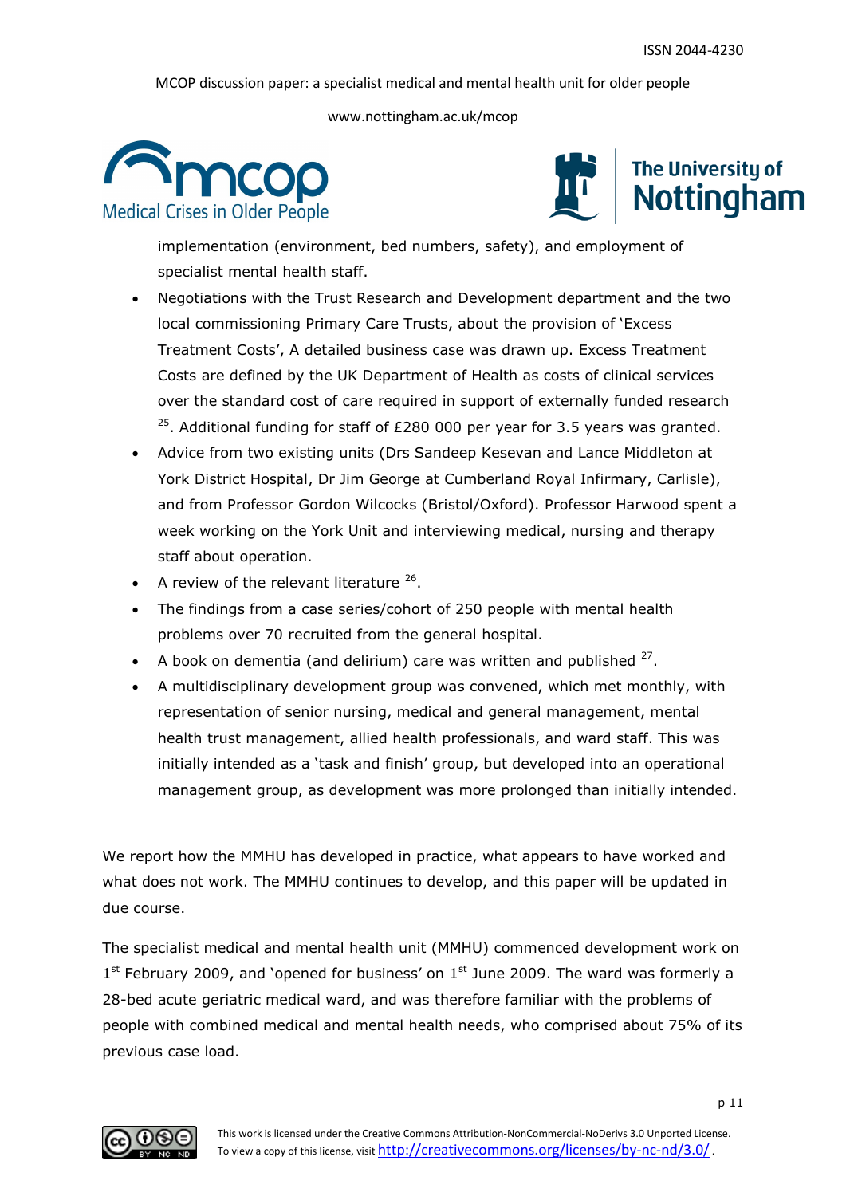implementation (environment, bed numbers, safety), and employment of specialist mental health staff.

- Negotiations with the Trust Research and Development department and the two local commissioning Primary Care Trusts, about the provision of 'Excess Treatment Costs', A detailed business case was drawn up. Excess Treatment Costs are defined by the UK Department of Health as costs of clinical services over the standard cost of care required in support of externally funded research [25]. Additional funding for staff of £280 000 per year for 3.5 years was granted.
- Advice from two existing units (Drs Sandeep Kesevan and Lance Middleton at York District Hospital, Dr Jim George at Cumberland Royal Infirmary, Carlisle), and from Professor Gordon Wilcocks (Bristol/Oxford). Professor Harwood spent a week working on the York Unit and interviewing medical, nursing and therapy staff about operation.
- A review of the relevant literature [26].
- The findings from a case series/cohort of 250 people with mental health problems over 70 recruited from the general hospital.
- A book on dementia (and delirium) care was written and published [27].
- A multidisciplinary development group was convened, which met monthly, with representation of senior nursing, medical and general management, mental health trust management, allied health professionals, and ward staff. This was initially intended as a 'task and finish' group, but developed into an operational management group, as development was more prolonged than initially intended.

We report how the MMHU has developed in practice, what appears to have worked and what does not work. The MMHU continues to develop, and this paper will be updated in due course.

The specialist medical and mental health unit (MMHU) commenced development work on 1st February 2009, and 'opened for business' on 1st June 2009. The ward was formerly a 28-bed acute geriatric medical ward, and was therefore familiar with the problems of people with combined medical and mental health needs, who comprised about 75% of its previous case load.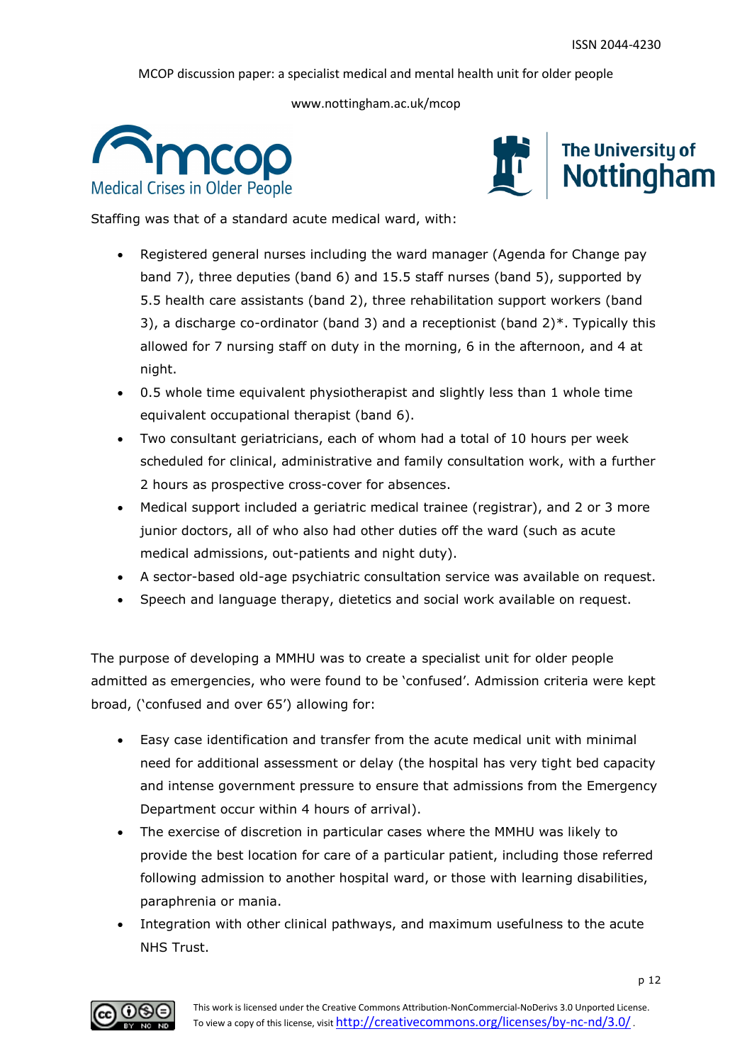Staffing was that of a standard acute medical ward, with:

- Registered general nurses including the ward manager (Agenda for Change pay band 7), three deputies (band 6) and 15.5 staff nurses (band 5), supported by 5.5 health care assistants (band 2), three rehabilitation support workers (band 3), a discharge co-ordinator (band 3) and a receptionist (band 2)*. Typically this allowed for 7 nursing staff on duty in the morning, 6 in the afternoon, and 4 at night.
- 0.5 whole time equivalent physiotherapist and slightly less than 1 whole time equivalent occupational therapist (band 6).
- Two consultant geriatricians, each of whom had a total of 10 hours per week scheduled for clinical, administrative and family consultation work, with a further 2 hours as prospective cross-cover for absences.
- Medical support included a geriatric medical trainee (registrar), and 2 or 3 more junior doctors, all of who also had other duties off the ward (such as acute medical admissions, out-patients and night duty).
- A sector-based old-age psychiatric consultation service was available on request.
- Speech and language therapy, dietetics and social work available on request.

The purpose of developing a MMHU was to create a specialist unit for older people admitted as emergencies, who were found to be 'confused'. Admission criteria were kept broad, ('confused and over 65') allowing for:

- Easy case identification and transfer from the acute medical unit with minimal need for additional assessment or delay (the hospital has very tight bed capacity and intense government pressure to ensure that admissions from the Emergency Department occur within 4 hours of arrival).
- The exercise of discretion in particular cases where the MMHU was likely to provide the best location for care of a particular patient, including those referred following admission to another hospital ward, or those with learning disabilities, paraphrenia or mania.
- Integration with other clinical pathways, and maximum usefulness to the acute NHS Trust.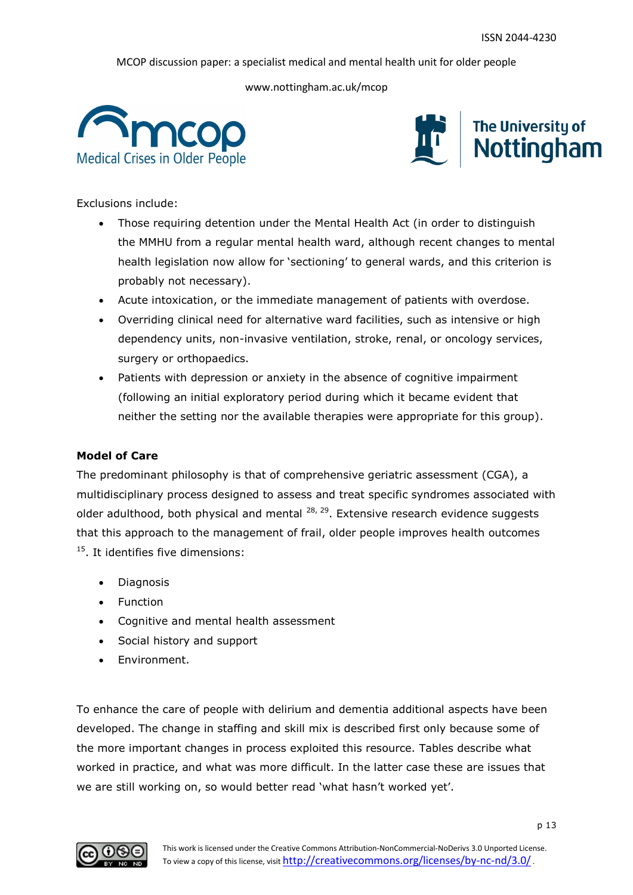Exclusions include:

- Those requiring detention under the Mental Health Act (in order to distinguish the MMHU from a regular mental health ward, although recent changes to mental health legislation now allow for 'sectioning' to general wards, and this criterion is probably not necessary).
- Acute intoxication, or the immediate management of patients with overdose.
- Overriding clinical need for alternative ward facilities, such as intensive or high dependency units, non-invasive ventilation, stroke, renal, or oncology services, surgery or orthopaedics.
- Patients with depression or anxiety in the absence of cognitive impairment (following an initial exploratory period during which it became evident that neither the setting nor the available therapies were appropriate for this group).

**Model of Care**

The predominant philosophy is that of comprehensive geriatric assessment (CGA), a multidisciplinary process designed to assess and treat specific syndromes associated with older adulthood, both physical and mental [28, 29]. Extensive research evidence suggests that this approach to the management of frail, older people improves health outcomes [15]. It identifies five dimensions:

- Diagnosis
- Function
- Cognitive and mental health assessment
- Social history and support
- Environment.

To enhance the care of people with delirium and dementia additional aspects have been developed. The change in staffing and skill mix is described first only because some of the more important changes in process exploited this resource. Tables describe what worked in practice, and what was more difficult. In the latter case these are issues that we are still working on, so would better read 'what hasn't worked yet'.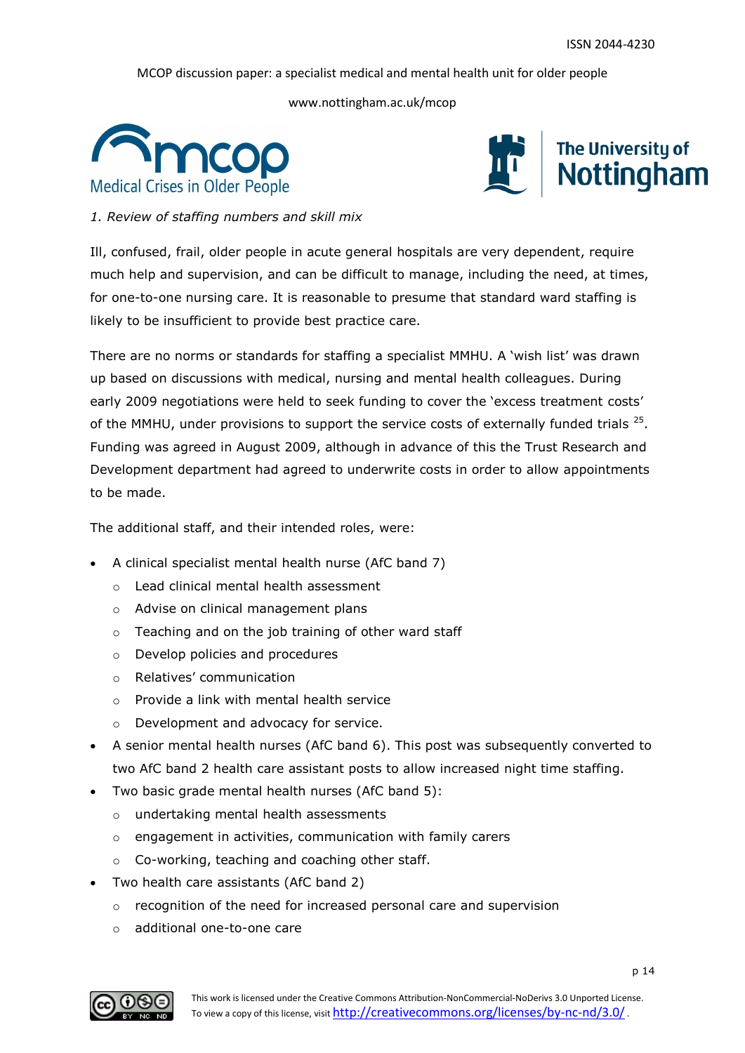*1. Review of staffing numbers and skill mix*

Ill, confused, frail, older people in acute general hospitals are very dependent, require much help and supervision, and can be difficult to manage, including the need, at times, for one-to-one nursing care. It is reasonable to presume that standard ward staffing is likely to be insufficient to provide best practice care.

There are no norms or standards for staffing a specialist MMHU. A 'wish list' was drawn up based on discussions with medical, nursing and mental health colleagues. During early 2009 negotiations were held to seek funding to cover the 'excess treatment costs' of the MMHU, under provisions to support the service costs of externally funded trials [25]. Funding was agreed in August 2009, although in advance of this the Trust Research and Development department had agreed to underwrite costs in order to allow appointments to be made.

The additional staff, and their intended roles, were:

- A clinical specialist mental health nurse (AfC band 7)
  - Lead clinical mental health assessment
  - Advise on clinical management plans
  - Teaching and on the job training of other ward staff
  - Develop policies and procedures
  - Relatives' communication
  - Provide a link with mental health service
  - Development and advocacy for service.
- A senior mental health nurses (AfC band 6). This post was subsequently converted to two AfC band 2 health care assistant posts to allow increased night time staffing.
- Two basic grade mental health nurses (AfC band 5):
  - undertaking mental health assessments
  - engagement in activities, communication with family carers
  - Co-working, teaching and coaching other staff.
- Two health care assistants (AfC band 2)
  - recognition of the need for increased personal care and supervision
  - additional one-to-one care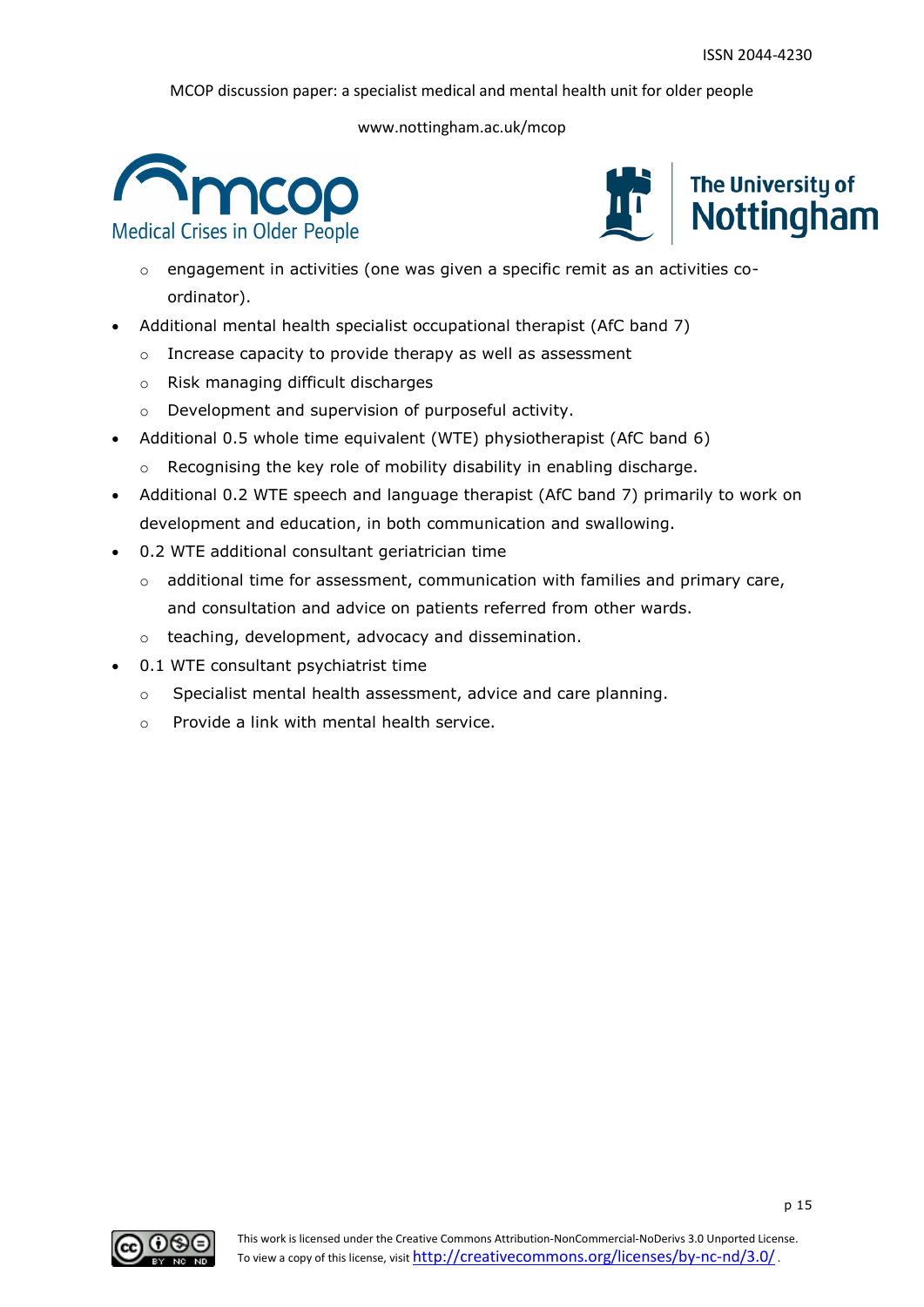- engagement in activities (one was given a specific remit as an activities co-ordinator).
- Additional mental health specialist occupational therapist (AfC band 7)
    - Increase capacity to provide therapy as well as assessment
    - Risk managing difficult discharges
    - Development and supervision of purposeful activity.
- Additional 0.5 whole time equivalent (WTE) physiotherapist (AfC band 6)
    - Recognising the key role of mobility disability in enabling discharge.
- Additional 0.2 WTE speech and language therapist (AfC band 7) primarily to work on development and education, in both communication and swallowing.
- 0.2 WTE additional consultant geriatrician time
    - additional time for assessment, communication with families and primary care, and consultation and advice on patients referred from other wards.
    - teaching, development, advocacy and dissemination.
- 0.1 WTE consultant psychiatrist time
    - Specialist mental health assessment, advice and care planning.
    - Provide a link with mental health service.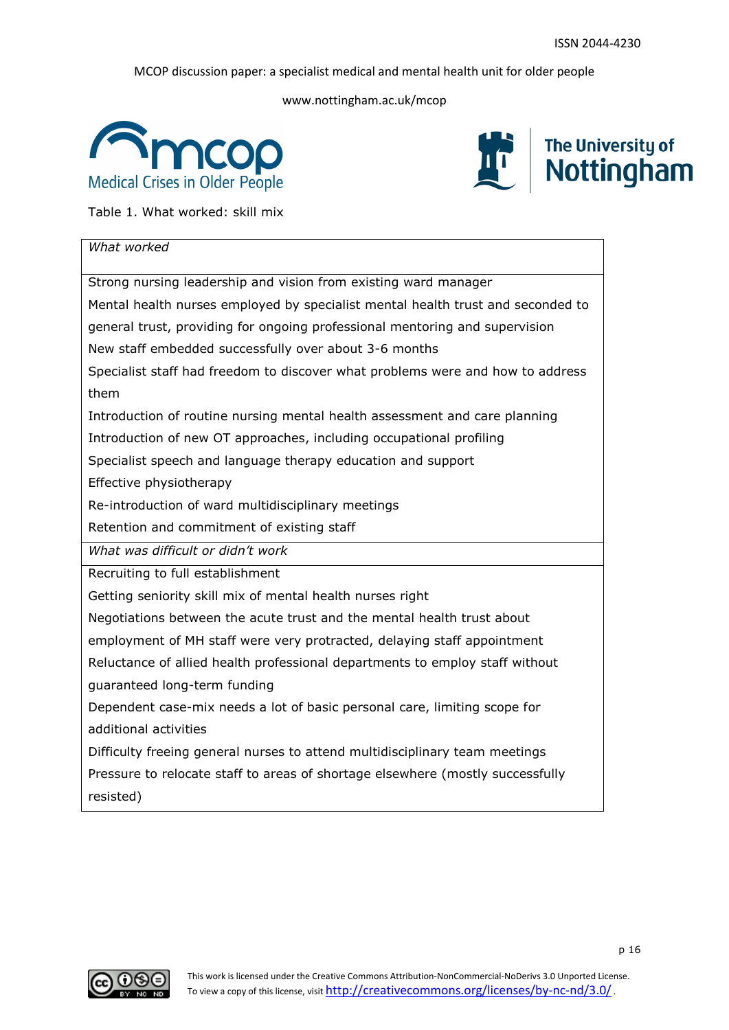Table 1. What worked: skill mix

| *What worked* |
|---|
| Strong nursing leadership and vision from existing ward manager |
| Mental health nurses employed by specialist mental health trust and seconded to general trust, providing for ongoing professional mentoring and supervision |
| New staff embedded successfully over about 3-6 months |
| Specialist staff had freedom to discover what problems were and how to address them |
| Introduction of routine nursing mental health assessment and care planning |
| Introduction of new OT approaches, including occupational profiling |
| Specialist speech and language therapy education and support |
| Effective physiotherapy |
| Re-introduction of ward multidisciplinary meetings |
| Retention and commitment of existing staff |
| *What was difficult or didn't work* |
| Recruiting to full establishment |
| Getting seniority skill mix of mental health nurses right |
| Negotiations between the acute trust and the mental health trust about employment of MH staff were very protracted, delaying staff appointment |
| Reluctance of allied health professional departments to employ staff without guaranteed long-term funding |
| Dependent case-mix needs a lot of basic personal care, limiting scope for additional activities |
| Difficulty freeing general nurses to attend multidisciplinary team meetings |
| Pressure to relocate staff to areas of shortage elsewhere (mostly successfully resisted) |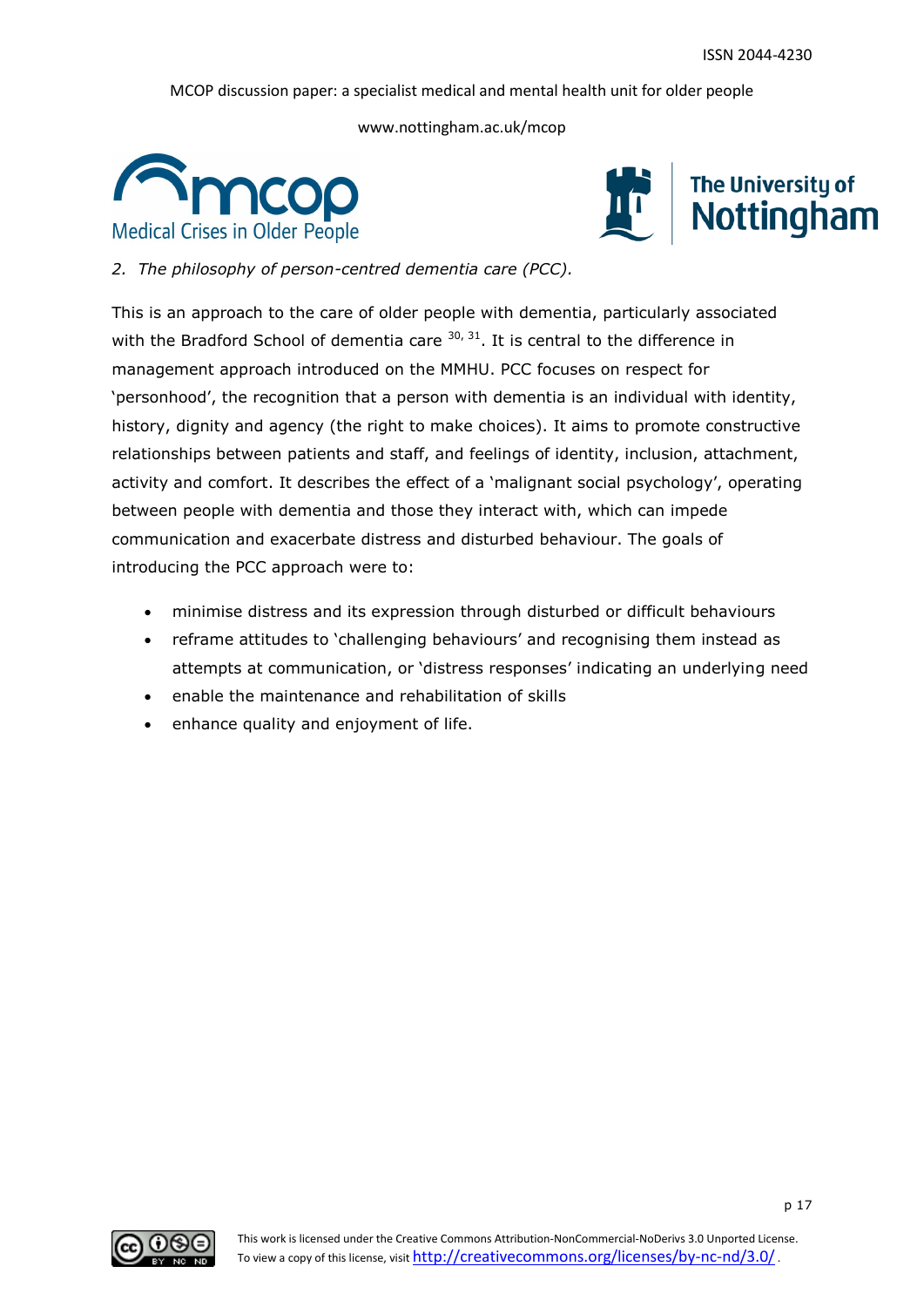*2. The philosophy of person-centred dementia care (PCC).*

This is an approach to the care of older people with dementia, particularly associated with the Bradford School of dementia care [30, 31]. It is central to the difference in management approach introduced on the MMHU. PCC focuses on respect for 'personhood', the recognition that a person with dementia is an individual with identity, history, dignity and agency (the right to make choices). It aims to promote constructive relationships between patients and staff, and feelings of identity, inclusion, attachment, activity and comfort. It describes the effect of a 'malignant social psychology', operating between people with dementia and those they interact with, which can impede communication and exacerbate distress and disturbed behaviour. The goals of introducing the PCC approach were to:

- minimise distress and its expression through disturbed or difficult behaviours
- reframe attitudes to 'challenging behaviours' and recognising them instead as attempts at communication, or 'distress responses' indicating an underlying need
- enable the maintenance and rehabilitation of skills
- enhance quality and enjoyment of life.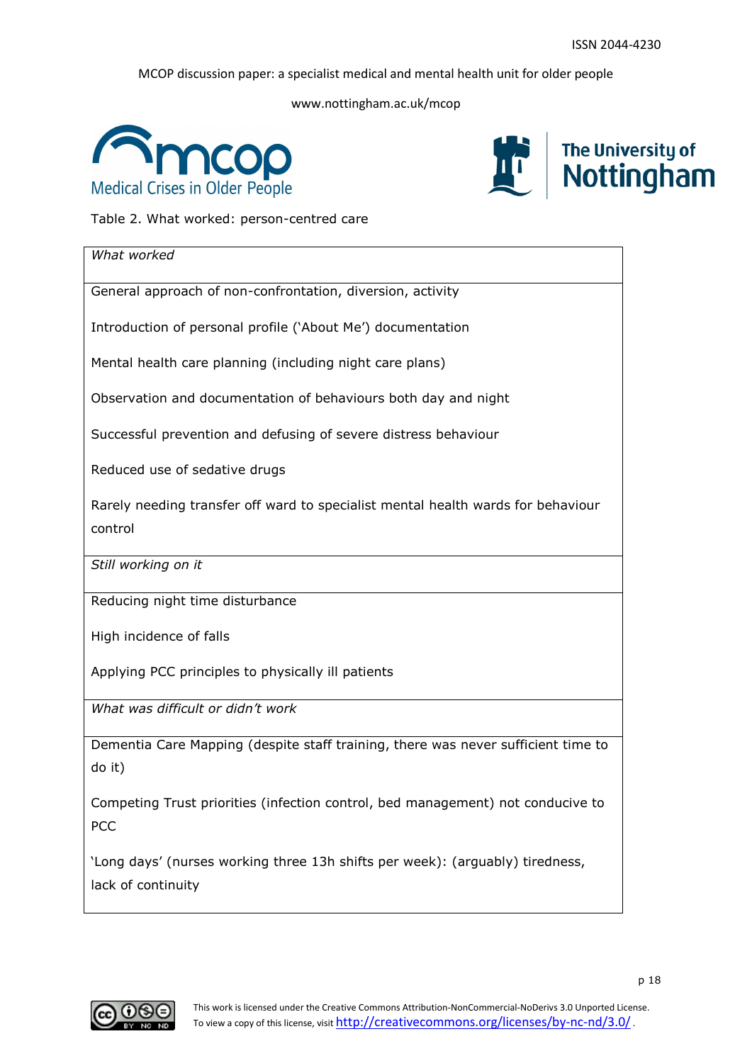Table 2. What worked: person-centred care

| *What worked* |
|---|
| General approach of non-confrontation, diversion, activity<br><br>Introduction of personal profile ('About Me') documentation<br><br>Mental health care planning (including night care plans)<br><br>Observation and documentation of behaviours both day and night<br><br>Successful prevention and defusing of severe distress behaviour<br><br>Reduced use of sedative drugs<br><br>Rarely needing transfer off ward to specialist mental health wards for behaviour control |
| *Still working on it* |
| Reducing night time disturbance<br><br>High incidence of falls<br><br>Applying PCC principles to physically ill patients |
| *What was difficult or didn't work* |
| Dementia Care Mapping (despite staff training, there was never sufficient time to do it)<br><br>Competing Trust priorities (infection control, bed management) not conducive to PCC<br><br>'Long days' (nurses working three 13h shifts per week): (arguably) tiredness, lack of continuity |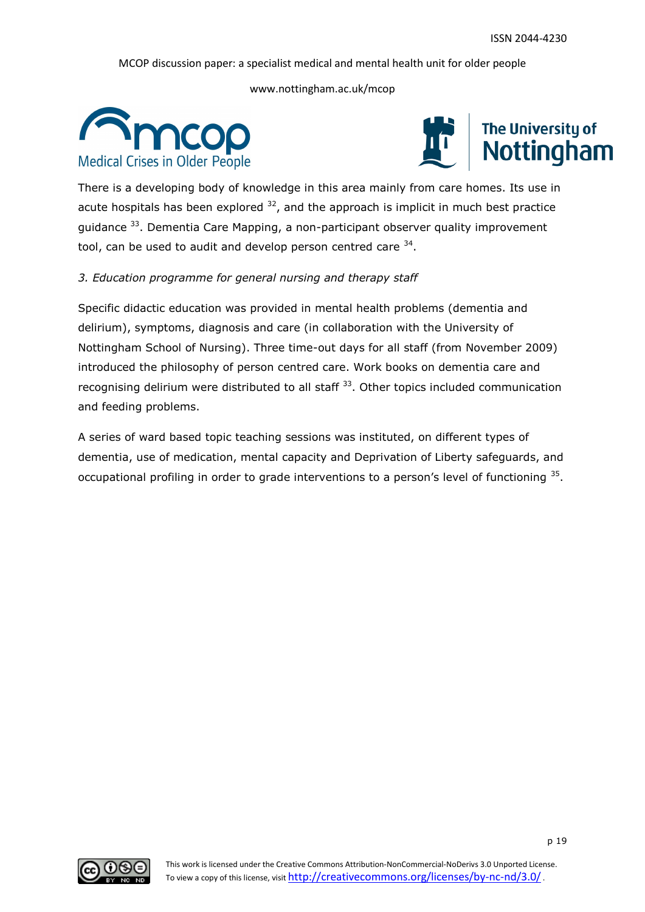There is a developing body of knowledge in this area mainly from care homes. Its use in acute hospitals has been explored [32], and the approach is implicit in much best practice guidance [33]. Dementia Care Mapping, a non-participant observer quality improvement tool, can be used to audit and develop person centred care [34].

*3. Education programme for general nursing and therapy staff*

Specific didactic education was provided in mental health problems (dementia and delirium), symptoms, diagnosis and care (in collaboration with the University of Nottingham School of Nursing). Three time-out days for all staff (from November 2009) introduced the philosophy of person centred care. Work books on dementia care and recognising delirium were distributed to all staff [33]. Other topics included communication and feeding problems.

A series of ward based topic teaching sessions was instituted, on different types of dementia, use of medication, mental capacity and Deprivation of Liberty safeguards, and occupational profiling in order to grade interventions to a person's level of functioning [35].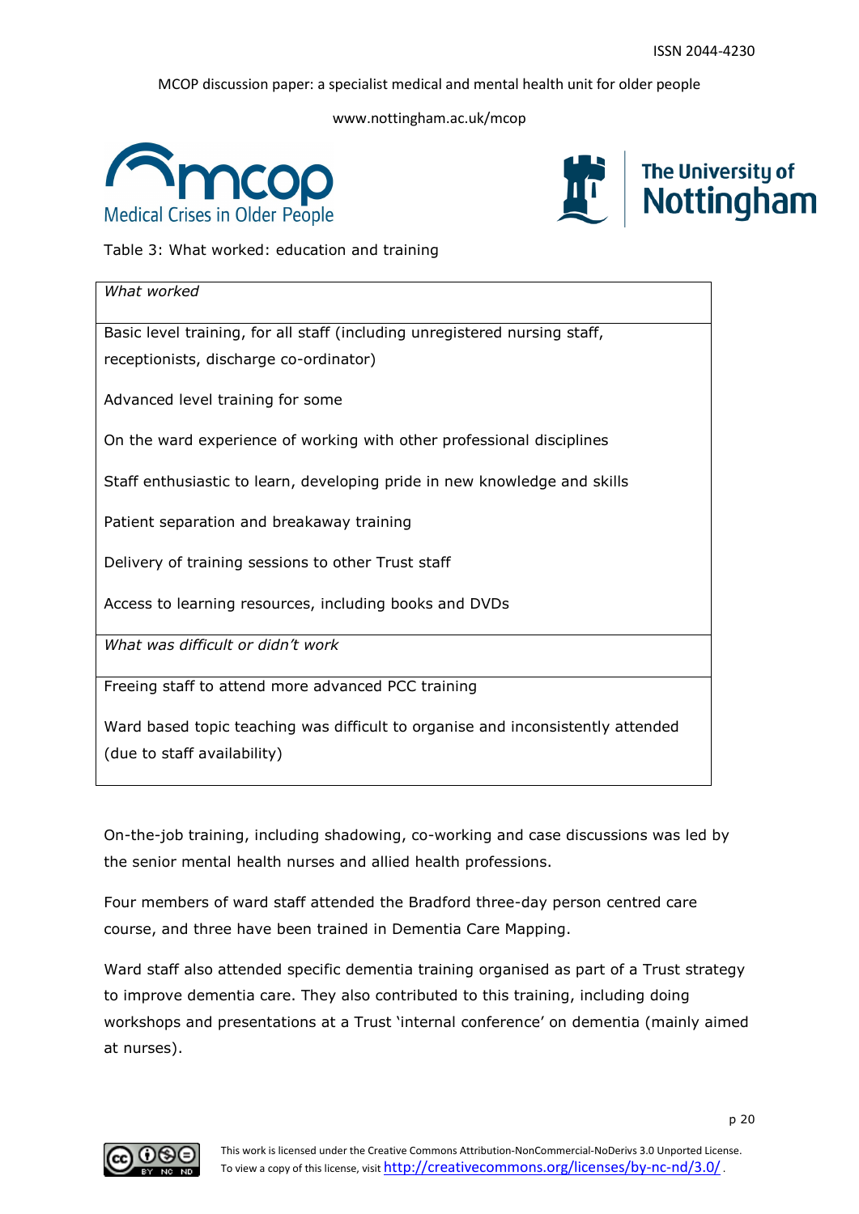Table 3: What worked: education and training

| *What worked* |
|---|
| Basic level training, for all staff (including unregistered nursing staff, receptionists, discharge co-ordinator)<br><br>Advanced level training for some<br><br>On the ward experience of working with other professional disciplines<br><br>Staff enthusiastic to learn, developing pride in new knowledge and skills<br><br>Patient separation and breakaway training<br><br>Delivery of training sessions to other Trust staff<br><br>Access to learning resources, including books and DVDs |
| *What was difficult or didn't work* |
| Freeing staff to attend more advanced PCC training<br><br>Ward based topic teaching was difficult to organise and inconsistently attended (due to staff availability) |

On-the-job training, including shadowing, co-working and case discussions was led by the senior mental health nurses and allied health professions.

Four members of ward staff attended the Bradford three-day person centred care course, and three have been trained in Dementia Care Mapping.

Ward staff also attended specific dementia training organised as part of a Trust strategy to improve dementia care. They also contributed to this training, including doing workshops and presentations at a Trust 'internal conference' on dementia (mainly aimed at nurses).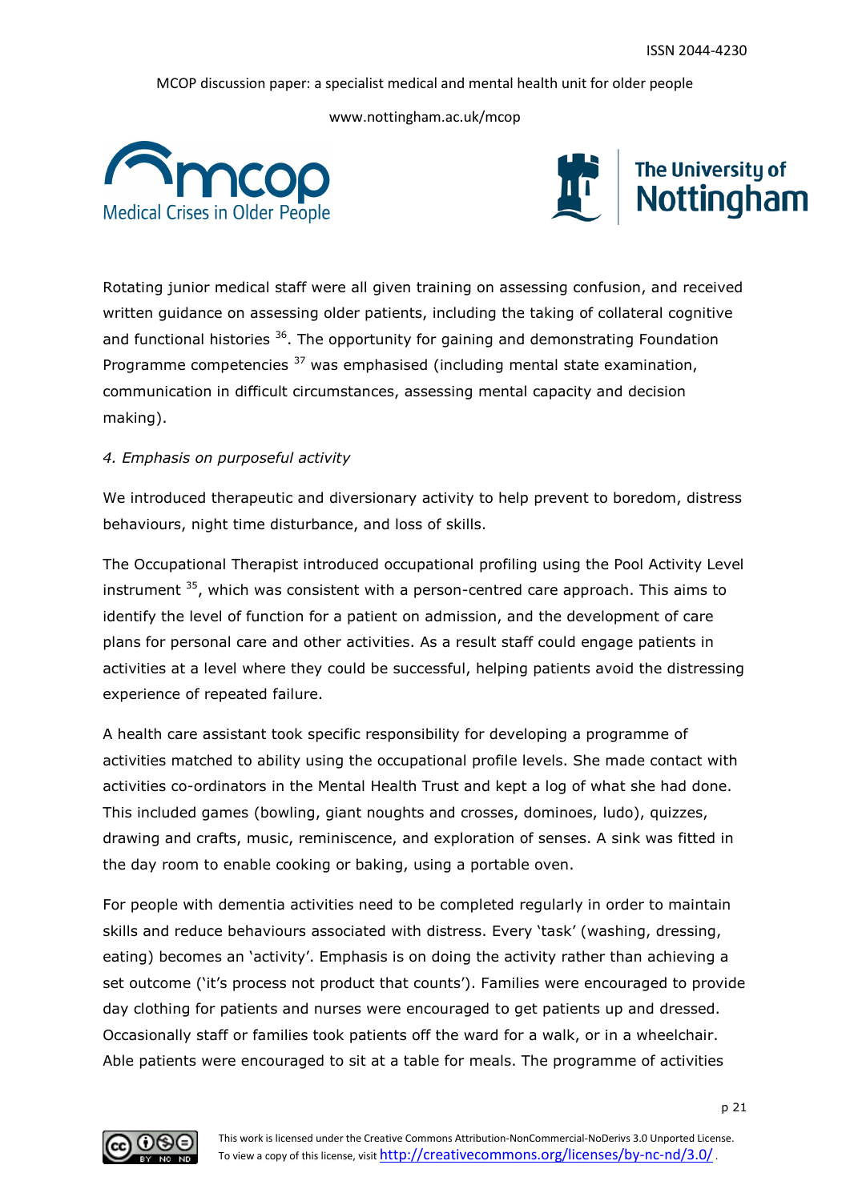Rotating junior medical staff were all given training on assessing confusion, and received written guidance on assessing older patients, including the taking of collateral cognitive and functional histories [36]. The opportunity for gaining and demonstrating Foundation Programme competencies [37] was emphasised (including mental state examination, communication in difficult circumstances, assessing mental capacity and decision making).

*4. Emphasis on purposeful activity*

We introduced therapeutic and diversionary activity to help prevent to boredom, distress behaviours, night time disturbance, and loss of skills.

The Occupational Therapist introduced occupational profiling using the Pool Activity Level instrument [35], which was consistent with a person-centred care approach. This aims to identify the level of function for a patient on admission, and the development of care plans for personal care and other activities. As a result staff could engage patients in activities at a level where they could be successful, helping patients avoid the distressing experience of repeated failure.

A health care assistant took specific responsibility for developing a programme of activities matched to ability using the occupational profile levels. She made contact with activities co-ordinators in the Mental Health Trust and kept a log of what she had done. This included games (bowling, giant noughts and crosses, dominoes, ludo), quizzes, drawing and crafts, music, reminiscence, and exploration of senses. A sink was fitted in the day room to enable cooking or baking, using a portable oven.

For people with dementia activities need to be completed regularly in order to maintain skills and reduce behaviours associated with distress. Every 'task' (washing, dressing, eating) becomes an 'activity'. Emphasis is on doing the activity rather than achieving a set outcome ('it's process not product that counts'). Families were encouraged to provide day clothing for patients and nurses were encouraged to get patients up and dressed. Occasionally staff or families took patients off the ward for a walk, or in a wheelchair. Able patients were encouraged to sit at a table for meals. The programme of activities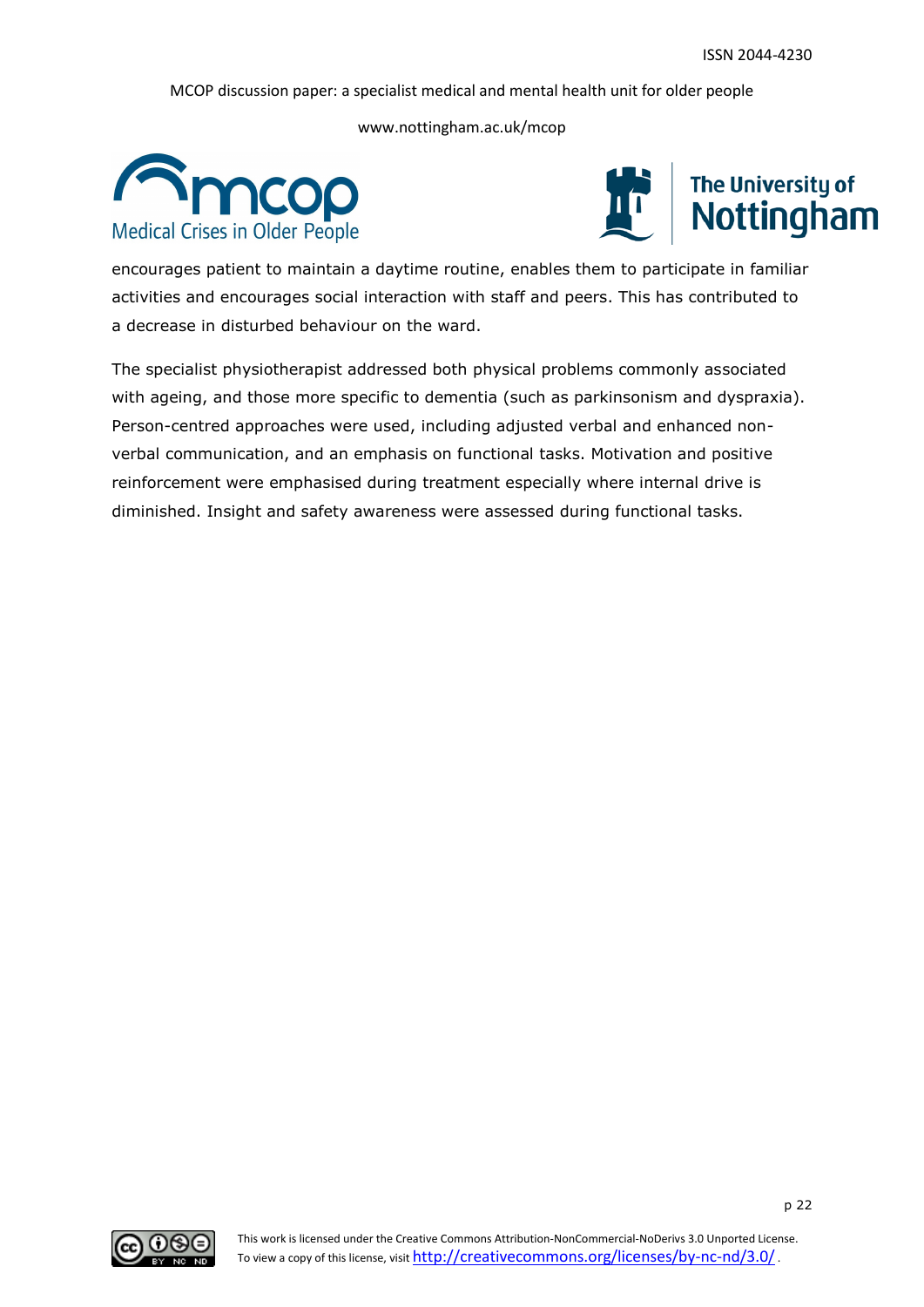encourages patient to maintain a daytime routine, enables them to participate in familiar activities and encourages social interaction with staff and peers. This has contributed to a decrease in disturbed behaviour on the ward.

The specialist physiotherapist addressed both physical problems commonly associated with ageing, and those more specific to dementia (such as parkinsonism and dyspraxia). Person-centred approaches were used, including adjusted verbal and enhanced non-verbal communication, and an emphasis on functional tasks. Motivation and positive reinforcement were emphasised during treatment especially where internal drive is diminished. Insight and safety awareness were assessed during functional tasks.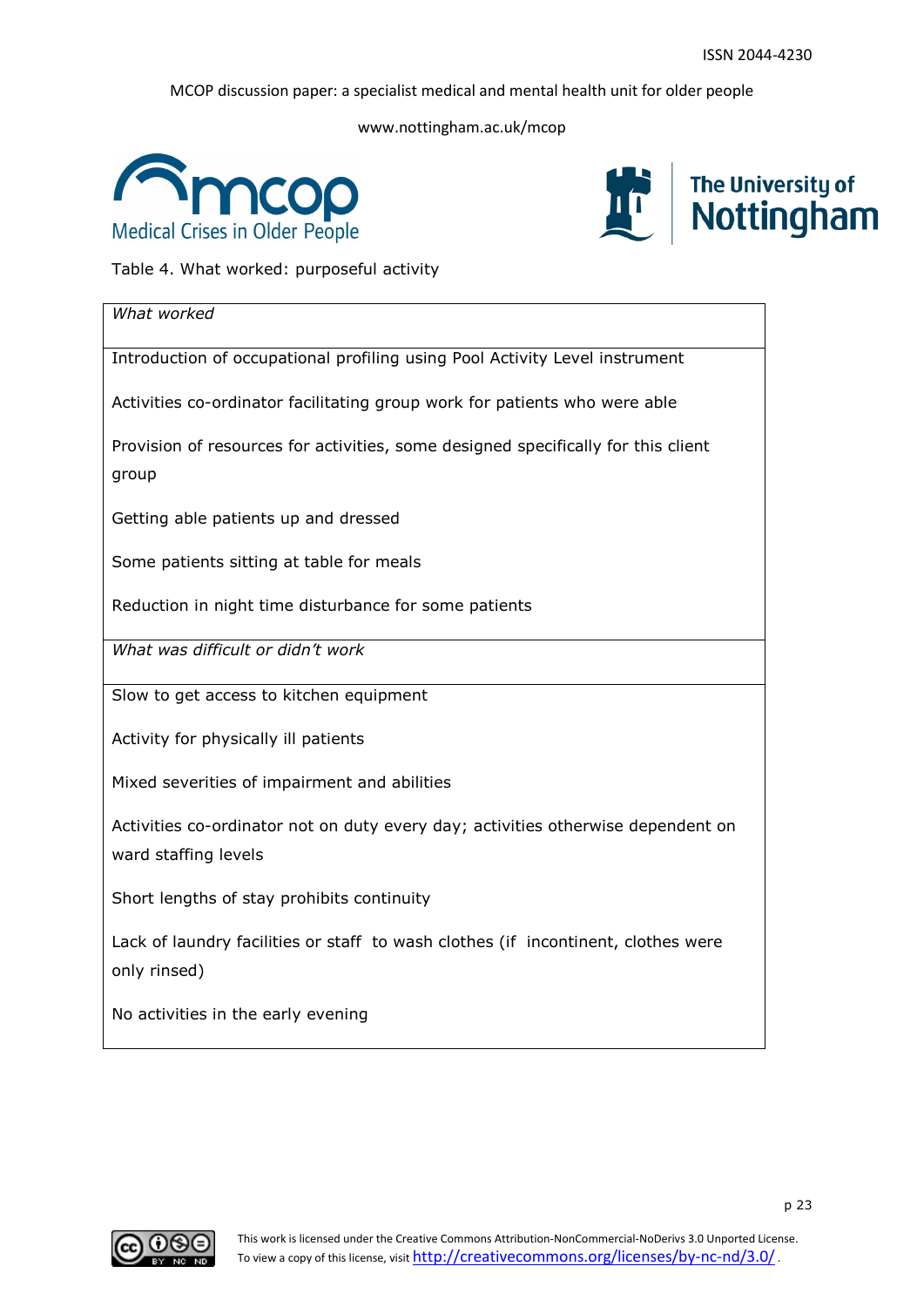Table 4. What worked: purposeful activity

| *What worked* |
|---|
| Introduction of occupational profiling using Pool Activity Level instrument<br><br>Activities co-ordinator facilitating group work for patients who were able<br><br>Provision of resources for activities, some designed specifically for this client group<br><br>Getting able patients up and dressed<br><br>Some patients sitting at table for meals<br><br>Reduction in night time disturbance for some patients |
| *What was difficult or didn't work* |
| Slow to get access to kitchen equipment<br><br>Activity for physically ill patients<br><br>Mixed severities of impairment and abilities<br><br>Activities co-ordinator not on duty every day; activities otherwise dependent on ward staffing levels<br><br>Short lengths of stay prohibits continuity<br><br>Lack of laundry facilities or staff to wash clothes (if incontinent, clothes were only rinsed)<br><br>No activities in the early evening |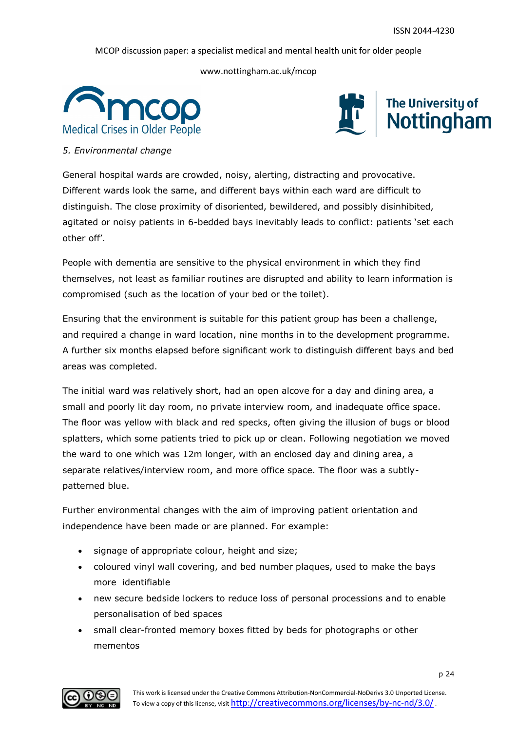*5. Environmental change*

General hospital wards are crowded, noisy, alerting, distracting and provocative. Different wards look the same, and different bays within each ward are difficult to distinguish. The close proximity of disoriented, bewildered, and possibly disinhibited, agitated or noisy patients in 6-bedded bays inevitably leads to conflict: patients 'set each other off'.

People with dementia are sensitive to the physical environment in which they find themselves, not least as familiar routines are disrupted and ability to learn information is compromised (such as the location of your bed or the toilet).

Ensuring that the environment is suitable for this patient group has been a challenge, and required a change in ward location, nine months in to the development programme. A further six months elapsed before significant work to distinguish different bays and bed areas was completed.

The initial ward was relatively short, had an open alcove for a day and dining area, a small and poorly lit day room, no private interview room, and inadequate office space. The floor was yellow with black and red specks, often giving the illusion of bugs or blood splatters, which some patients tried to pick up or clean. Following negotiation we moved the ward to one which was 12m longer, with an enclosed day and dining area, a separate relatives/interview room, and more office space. The floor was a subtly-patterned blue.

Further environmental changes with the aim of improving patient orientation and independence have been made or are planned. For example:

- signage of appropriate colour, height and size;
- coloured vinyl wall covering, and bed number plaques, used to make the bays more identifiable
- new secure bedside lockers to reduce loss of personal processions and to enable personalisation of bed spaces
- small clear-fronted memory boxes fitted by beds for photographs or other mementos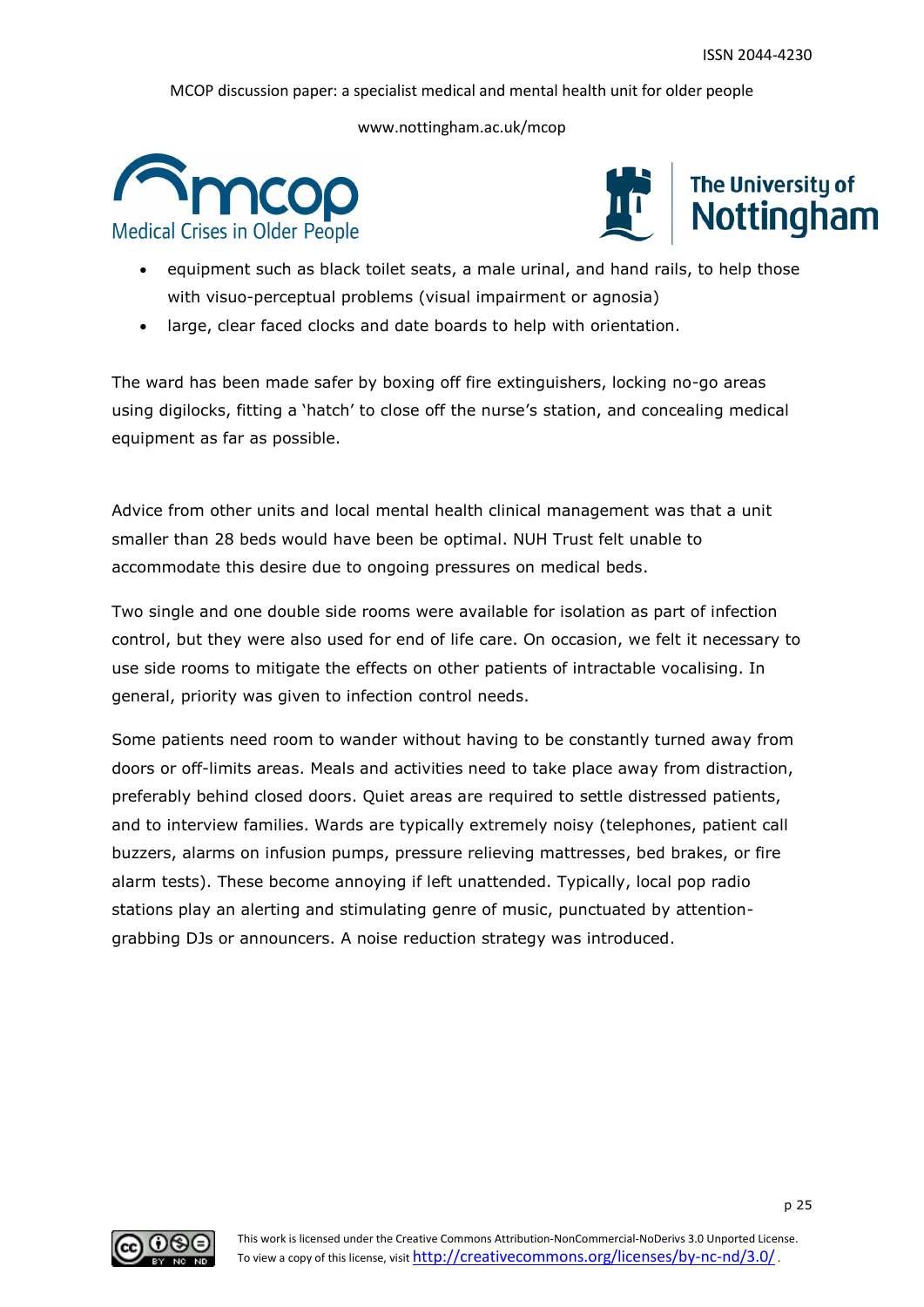- equipment such as black toilet seats, a male urinal, and hand rails, to help those with visuo-perceptual problems (visual impairment or agnosia)
- large, clear faced clocks and date boards to help with orientation.

The ward has been made safer by boxing off fire extinguishers, locking no-go areas using digilocks, fitting a 'hatch' to close off the nurse's station, and concealing medical equipment as far as possible.

Advice from other units and local mental health clinical management was that a unit smaller than 28 beds would have been be optimal. NUH Trust felt unable to accommodate this desire due to ongoing pressures on medical beds.

Two single and one double side rooms were available for isolation as part of infection control, but they were also used for end of life care. On occasion, we felt it necessary to use side rooms to mitigate the effects on other patients of intractable vocalising. In general, priority was given to infection control needs.

Some patients need room to wander without having to be constantly turned away from doors or off-limits areas. Meals and activities need to take place away from distraction, preferably behind closed doors. Quiet areas are required to settle distressed patients, and to interview families. Wards are typically extremely noisy (telephones, patient call buzzers, alarms on infusion pumps, pressure relieving mattresses, bed brakes, or fire alarm tests). These become annoying if left unattended. Typically, local pop radio stations play an alerting and stimulating genre of music, punctuated by attention-grabbing DJs or announcers. A noise reduction strategy was introduced.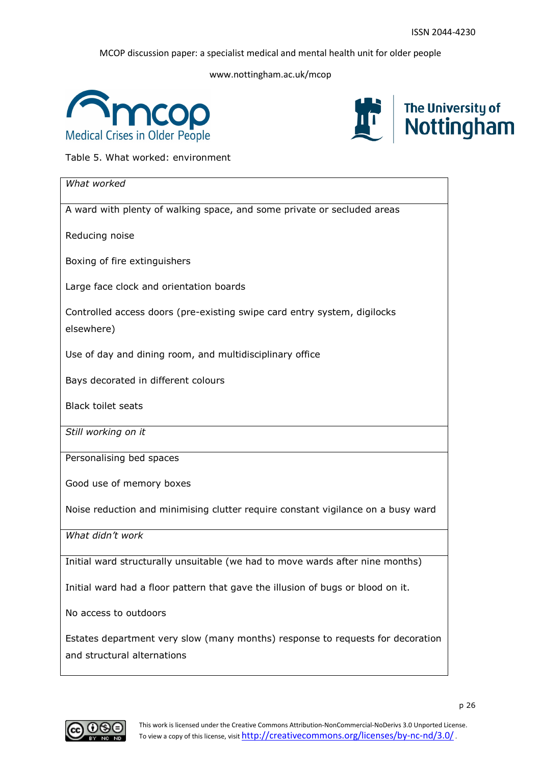Table 5. What worked: environment

| *What worked* |
|---|
| A ward with plenty of walking space, and some private or secluded areas<br><br>Reducing noise<br><br>Boxing of fire extinguishers<br><br>Large face clock and orientation boards<br><br>Controlled access doors (pre-existing swipe card entry system, digilocks elsewhere)<br><br>Use of day and dining room, and multidisciplinary office<br><br>Bays decorated in different colours<br><br>Black toilet seats |
| *Still working on it* |
| Personalising bed spaces<br><br>Good use of memory boxes<br><br>Noise reduction and minimising clutter require constant vigilance on a busy ward |
| *What didn't work* |
| Initial ward structurally unsuitable (we had to move wards after nine months)<br><br>Initial ward had a floor pattern that gave the illusion of bugs or blood on it.<br><br>No access to outdoors<br><br>Estates department very slow (many months) response to requests for decoration and structural alternations |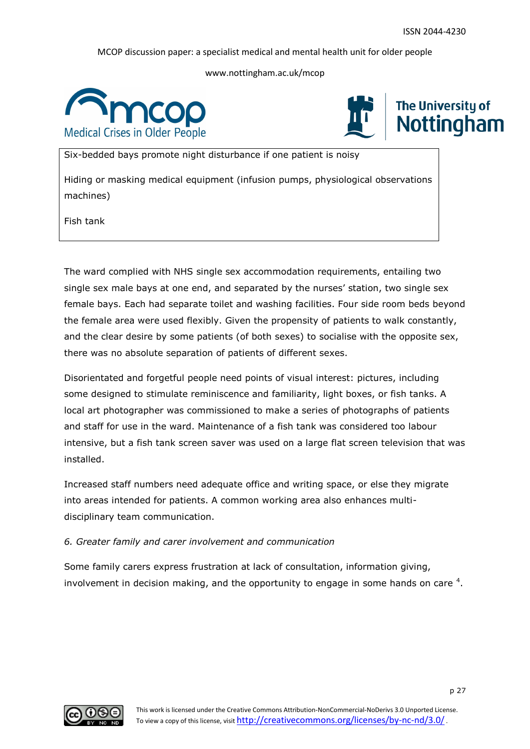| Six-bedded bays promote night disturbance if one patient is noisy<br><br>Hiding or masking medical equipment (infusion pumps, physiological observations machines)<br><br>Fish tank |
|---|

The ward complied with NHS single sex accommodation requirements, entailing two single sex male bays at one end, and separated by the nurses' station, two single sex female bays. Each had separate toilet and washing facilities. Four side room beds beyond the female area were used flexibly. Given the propensity of patients to walk constantly, and the clear desire by some patients (of both sexes) to socialise with the opposite sex, there was no absolute separation of patients of different sexes.

Disorientated and forgetful people need points of visual interest: pictures, including some designed to stimulate reminiscence and familiarity, light boxes, or fish tanks. A local art photographer was commissioned to make a series of photographs of patients and staff for use in the ward. Maintenance of a fish tank was considered too labour intensive, but a fish tank screen saver was used on a large flat screen television that was installed.

Increased staff numbers need adequate office and writing space, or else they migrate into areas intended for patients. A common working area also enhances multi-disciplinary team communication.

*6. Greater family and carer involvement and communication*

Some family carers express frustration at lack of consultation, information giving, involvement in decision making, and the opportunity to engage in some hands on care [4].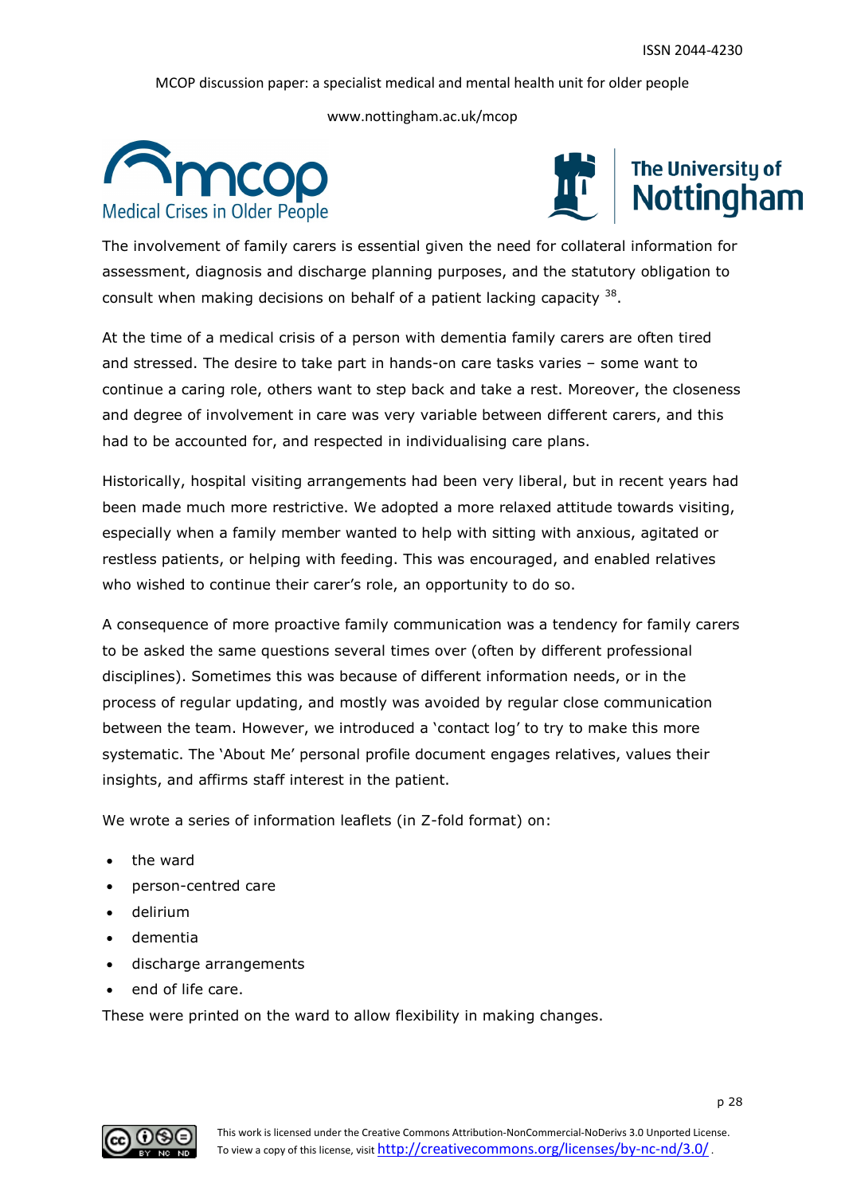The involvement of family carers is essential given the need for collateral information for assessment, diagnosis and discharge planning purposes, and the statutory obligation to consult when making decisions on behalf of a patient lacking capacity [38].

At the time of a medical crisis of a person with dementia family carers are often tired and stressed. The desire to take part in hands-on care tasks varies – some want to continue a caring role, others want to step back and take a rest. Moreover, the closeness and degree of involvement in care was very variable between different carers, and this had to be accounted for, and respected in individualising care plans.

Historically, hospital visiting arrangements had been very liberal, but in recent years had been made much more restrictive. We adopted a more relaxed attitude towards visiting, especially when a family member wanted to help with sitting with anxious, agitated or restless patients, or helping with feeding. This was encouraged, and enabled relatives who wished to continue their carer's role, an opportunity to do so.

A consequence of more proactive family communication was a tendency for family carers to be asked the same questions several times over (often by different professional disciplines). Sometimes this was because of different information needs, or in the process of regular updating, and mostly was avoided by regular close communication between the team. However, we introduced a 'contact log' to try to make this more systematic. The 'About Me' personal profile document engages relatives, values their insights, and affirms staff interest in the patient.

We wrote a series of information leaflets (in Z-fold format) on:

- the ward
- person-centred care
- delirium
- dementia
- discharge arrangements
- end of life care.

These were printed on the ward to allow flexibility in making changes.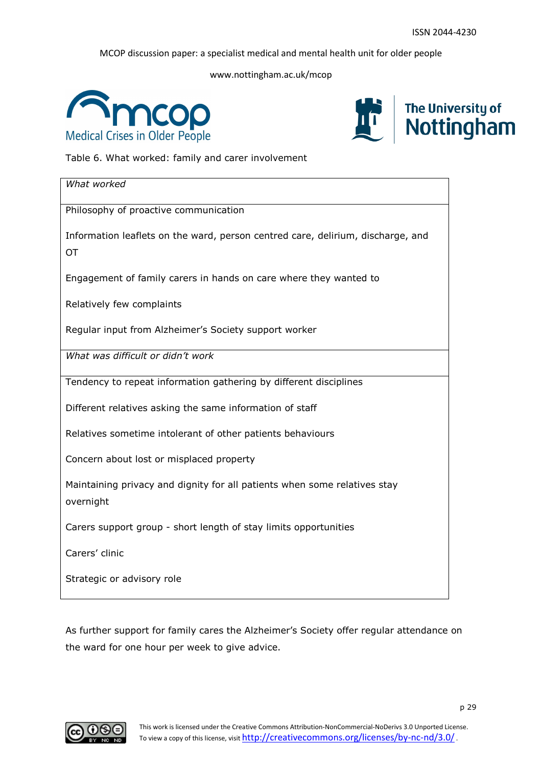Table 6. What worked: family and carer involvement

| *What worked* |
|---|
| Philosophy of proactive communication<br><br>Information leaflets on the ward, person centred care, delirium, discharge, and OT<br><br>Engagement of family carers in hands on care where they wanted to<br><br>Relatively few complaints<br><br>Regular input from Alzheimer's Society support worker |
| *What was difficult or didn't work* |
| Tendency to repeat information gathering by different disciplines<br><br>Different relatives asking the same information of staff<br><br>Relatives sometime intolerant of other patients behaviours<br><br>Concern about lost or misplaced property<br><br>Maintaining privacy and dignity for all patients when some relatives stay overnight<br><br>Carers support group - short length of stay limits opportunities<br><br>Carers' clinic<br><br>Strategic or advisory role |

As further support for family cares the Alzheimer's Society offer regular attendance on the ward for one hour per week to give advice.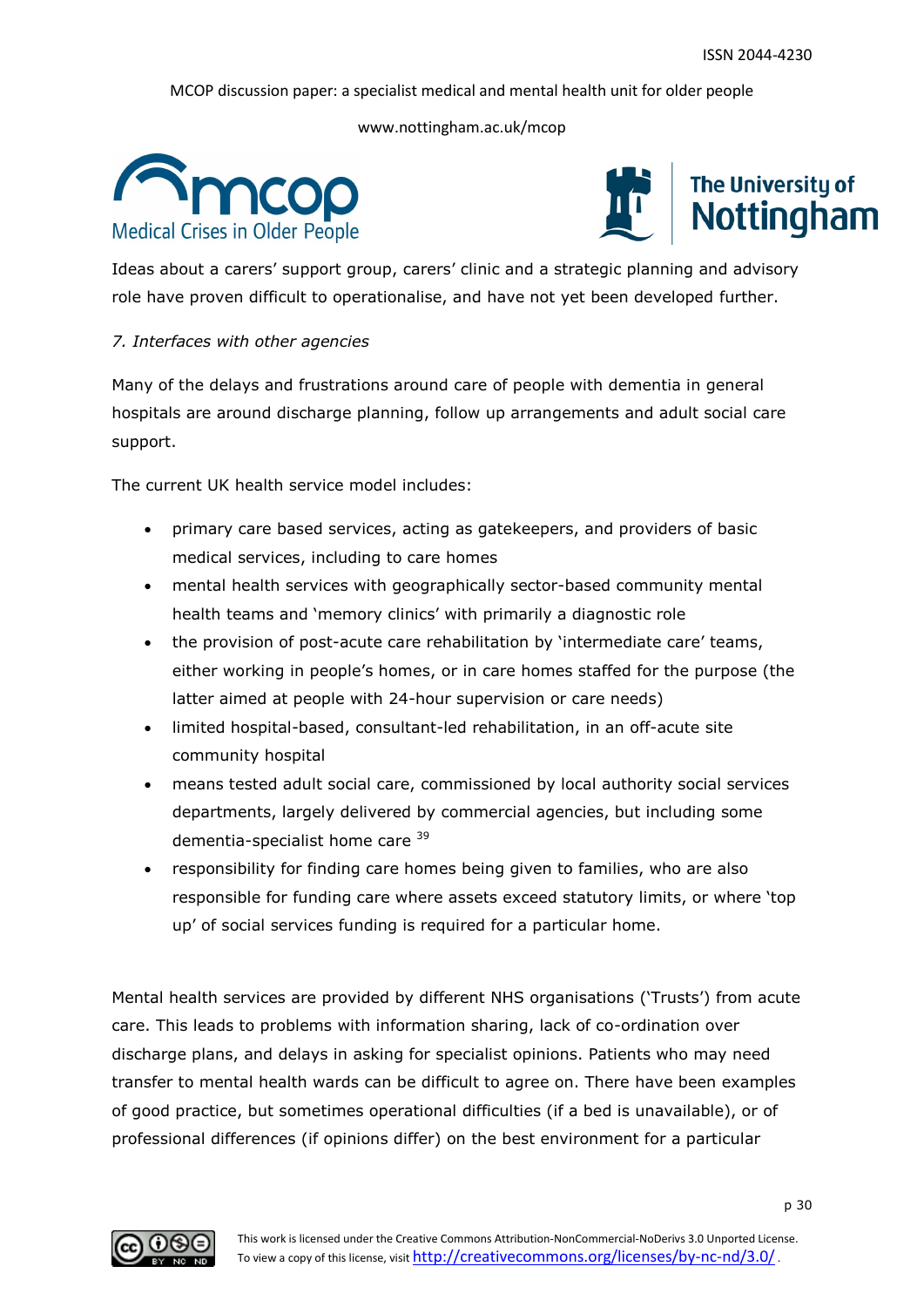Ideas about a carers' support group, carers' clinic and a strategic planning and advisory role have proven difficult to operationalise, and have not yet been developed further.

*7. Interfaces with other agencies*

Many of the delays and frustrations around care of people with dementia in general hospitals are around discharge planning, follow up arrangements and adult social care support.

The current UK health service model includes:

- primary care based services, acting as gatekeepers, and providers of basic medical services, including to care homes
- mental health services with geographically sector-based community mental health teams and 'memory clinics' with primarily a diagnostic role
- the provision of post-acute care rehabilitation by 'intermediate care' teams, either working in people's homes, or in care homes staffed for the purpose (the latter aimed at people with 24-hour supervision or care needs)
- limited hospital-based, consultant-led rehabilitation, in an off-acute site community hospital
- means tested adult social care, commissioned by local authority social services departments, largely delivered by commercial agencies, but including some dementia-specialist home care [39]
- responsibility for finding care homes being given to families, who are also responsible for funding care where assets exceed statutory limits, or where 'top up' of social services funding is required for a particular home.

Mental health services are provided by different NHS organisations ('Trusts') from acute care. This leads to problems with information sharing, lack of co-ordination over discharge plans, and delays in asking for specialist opinions. Patients who may need transfer to mental health wards can be difficult to agree on. There have been examples of good practice, but sometimes operational difficulties (if a bed is unavailable), or of professional differences (if opinions differ) on the best environment for a particular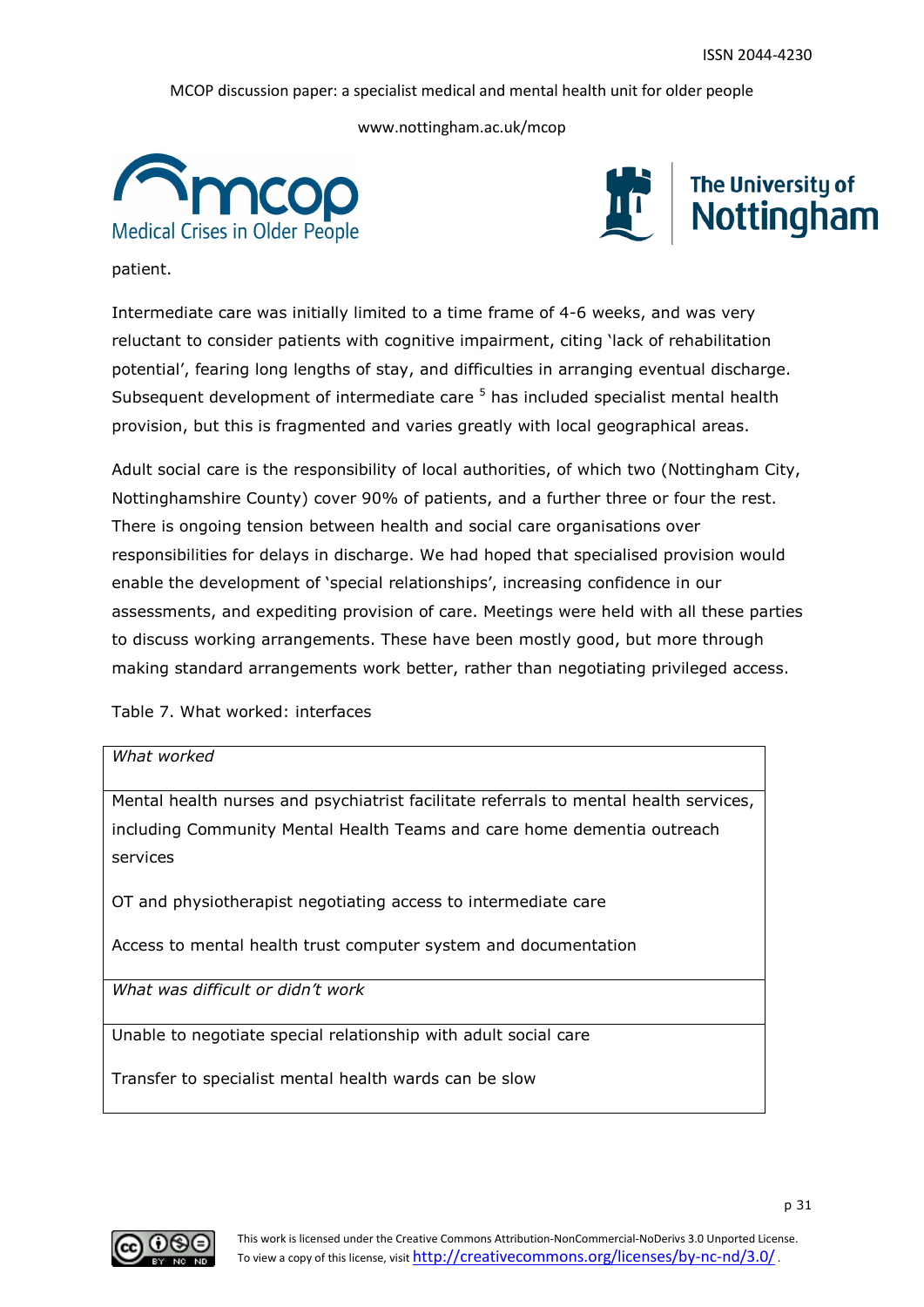patient.

Intermediate care was initially limited to a time frame of 4-6 weeks, and was very reluctant to consider patients with cognitive impairment, citing 'lack of rehabilitation potential', fearing long lengths of stay, and difficulties in arranging eventual discharge. Subsequent development of intermediate care [5] has included specialist mental health provision, but this is fragmented and varies greatly with local geographical areas.

Adult social care is the responsibility of local authorities, of which two (Nottingham City, Nottinghamshire County) cover 90% of patients, and a further three or four the rest. There is ongoing tension between health and social care organisations over responsibilities for delays in discharge. We had hoped that specialised provision would enable the development of 'special relationships', increasing confidence in our assessments, and expediting provision of care. Meetings were held with all these parties to discuss working arrangements. These have been mostly good, but more through making standard arrangements work better, rather than negotiating privileged access.

Table 7. What worked: interfaces

| *What worked* |
| --- |
| Mental health nurses and psychiatrist facilitate referrals to mental health services, including Community Mental Health Teams and care home dementia outreach services<br><br>OT and physiotherapist negotiating access to intermediate care<br><br>Access to mental health trust computer system and documentation |
| *What was difficult or didn't work* |
| Unable to negotiate special relationship with adult social care<br><br>Transfer to specialist mental health wards can be slow |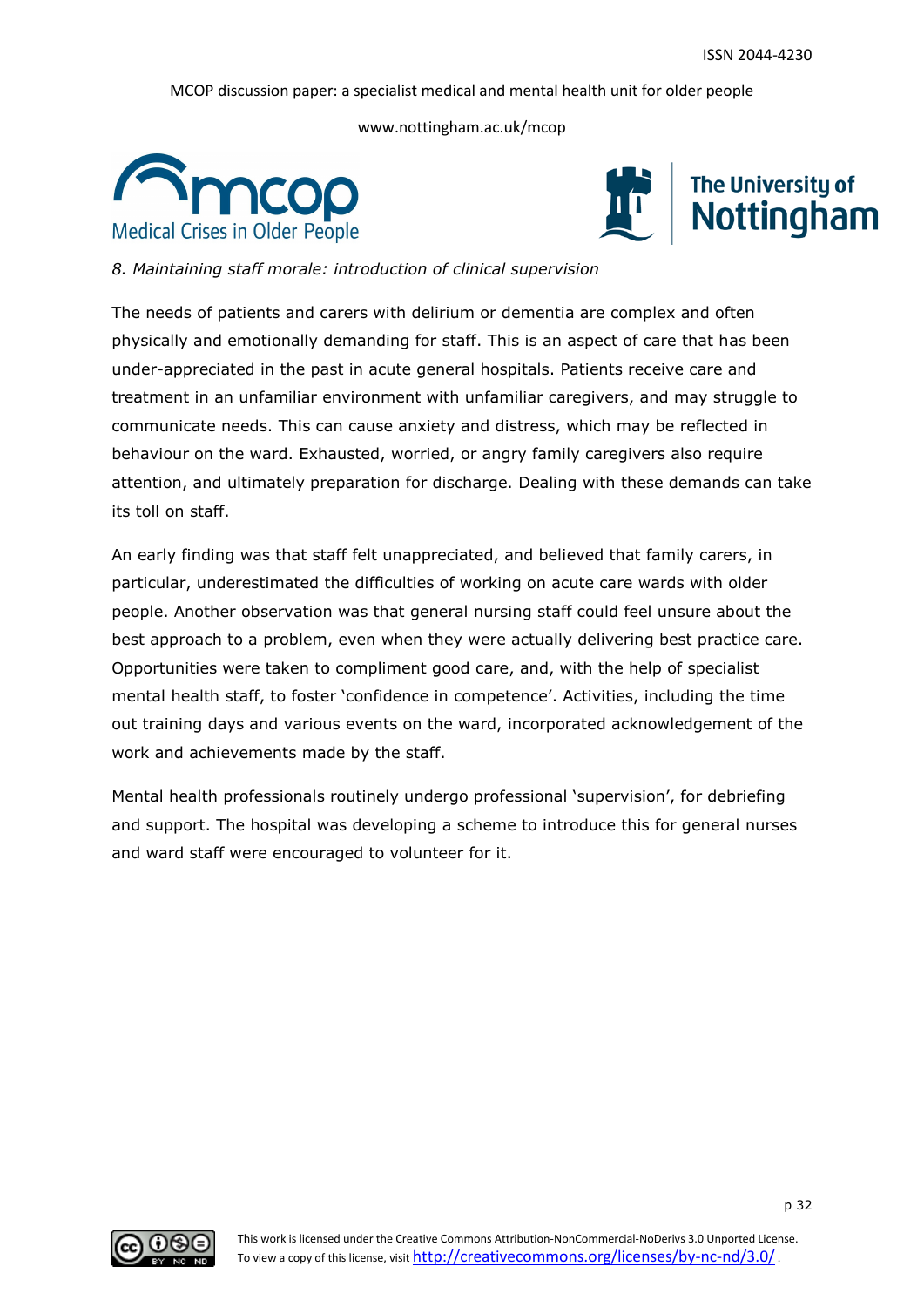*8. Maintaining staff morale: introduction of clinical supervision*

The needs of patients and carers with delirium or dementia are complex and often physically and emotionally demanding for staff. This is an aspect of care that has been under-appreciated in the past in acute general hospitals. Patients receive care and treatment in an unfamiliar environment with unfamiliar caregivers, and may struggle to communicate needs. This can cause anxiety and distress, which may be reflected in behaviour on the ward. Exhausted, worried, or angry family caregivers also require attention, and ultimately preparation for discharge. Dealing with these demands can take its toll on staff.

An early finding was that staff felt unappreciated, and believed that family carers, in particular, underestimated the difficulties of working on acute care wards with older people. Another observation was that general nursing staff could feel unsure about the best approach to a problem, even when they were actually delivering best practice care. Opportunities were taken to compliment good care, and, with the help of specialist mental health staff, to foster 'confidence in competence'. Activities, including the time out training days and various events on the ward, incorporated acknowledgement of the work and achievements made by the staff.

Mental health professionals routinely undergo professional 'supervision', for debriefing and support. The hospital was developing a scheme to introduce this for general nurses and ward staff were encouraged to volunteer for it.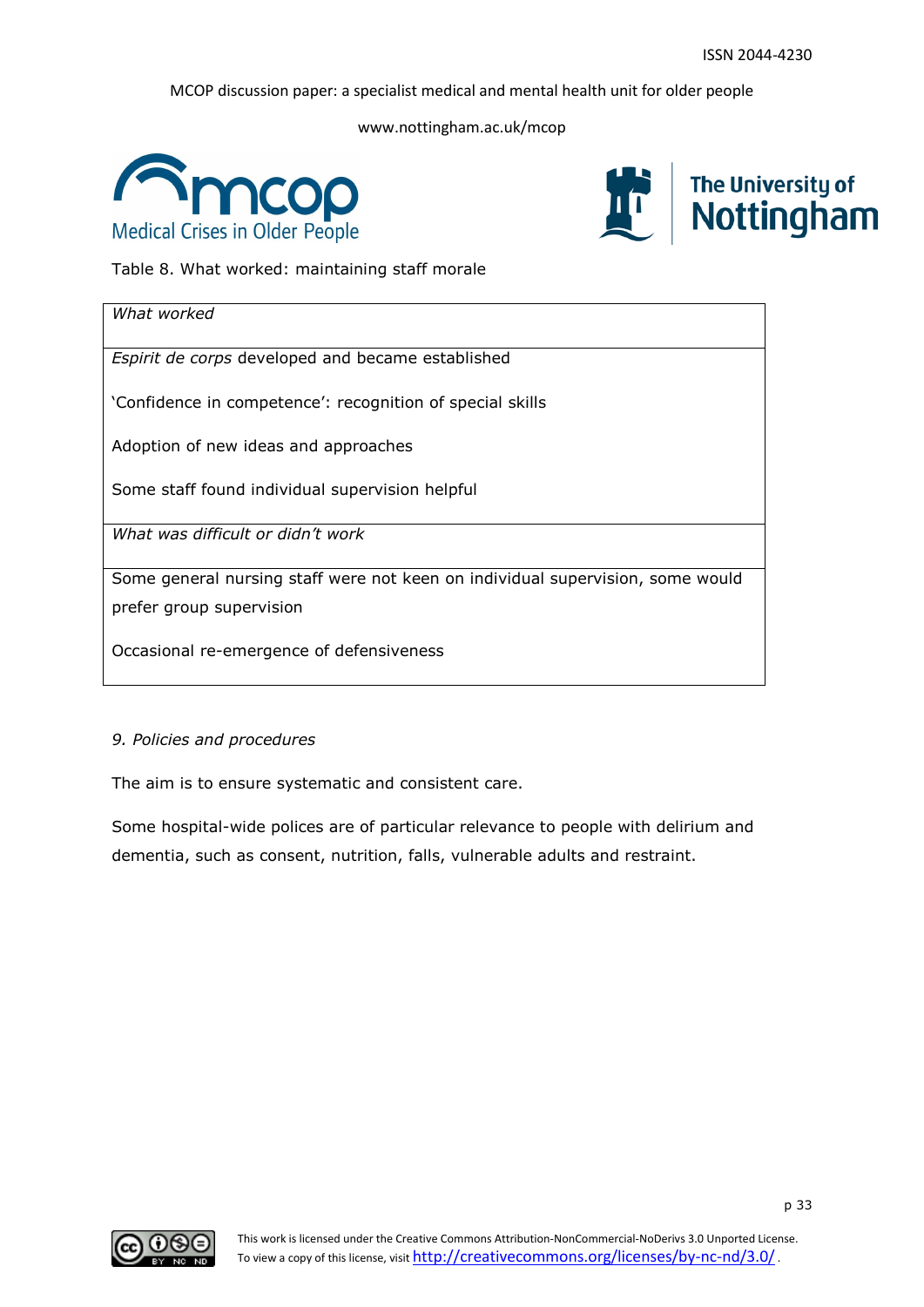Table 8. What worked: maintaining staff morale

| *What worked* |
|---|
| *Espirit de corps* developed and became established<br><br>'Confidence in competence': recognition of special skills<br><br>Adoption of new ideas and approaches<br><br>Some staff found individual supervision helpful |
| *What was difficult or didn't work* |
| Some general nursing staff were not keen on individual supervision, some would prefer group supervision<br><br>Occasional re-emergence of defensiveness |

*9. Policies and procedures*

The aim is to ensure systematic and consistent care.

Some hospital-wide polices are of particular relevance to people with delirium and dementia, such as consent, nutrition, falls, vulnerable adults and restraint.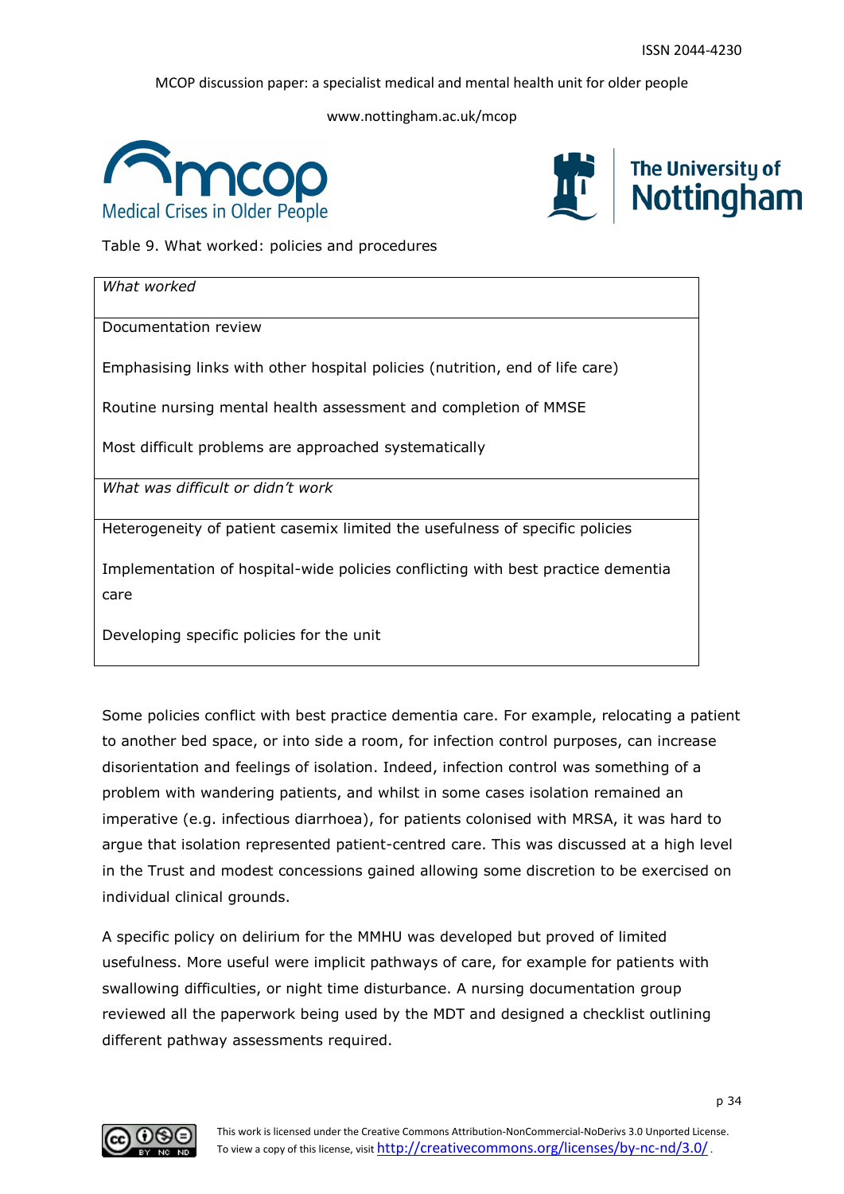Table 9. What worked: policies and procedures

| *What worked* |
|---|
| Documentation review |
| Emphasising links with other hospital policies (nutrition, end of life care) |
| Routine nursing mental health assessment and completion of MMSE |
| Most difficult problems are approached systematically |
| *What was difficult or didn't work* |
| Heterogeneity of patient casemix limited the usefulness of specific policies |
| Implementation of hospital-wide policies conflicting with best practice dementia care |
| Developing specific policies for the unit |

Some policies conflict with best practice dementia care. For example, relocating a patient to another bed space, or into side a room, for infection control purposes, can increase disorientation and feelings of isolation. Indeed, infection control was something of a problem with wandering patients, and whilst in some cases isolation remained an imperative (e.g. infectious diarrhoea), for patients colonised with MRSA, it was hard to argue that isolation represented patient-centred care. This was discussed at a high level in the Trust and modest concessions gained allowing some discretion to be exercised on individual clinical grounds.

A specific policy on delirium for the MMHU was developed but proved of limited usefulness. More useful were implicit pathways of care, for example for patients with swallowing difficulties, or night time disturbance. A nursing documentation group reviewed all the paperwork being used by the MDT and designed a checklist outlining different pathway assessments required.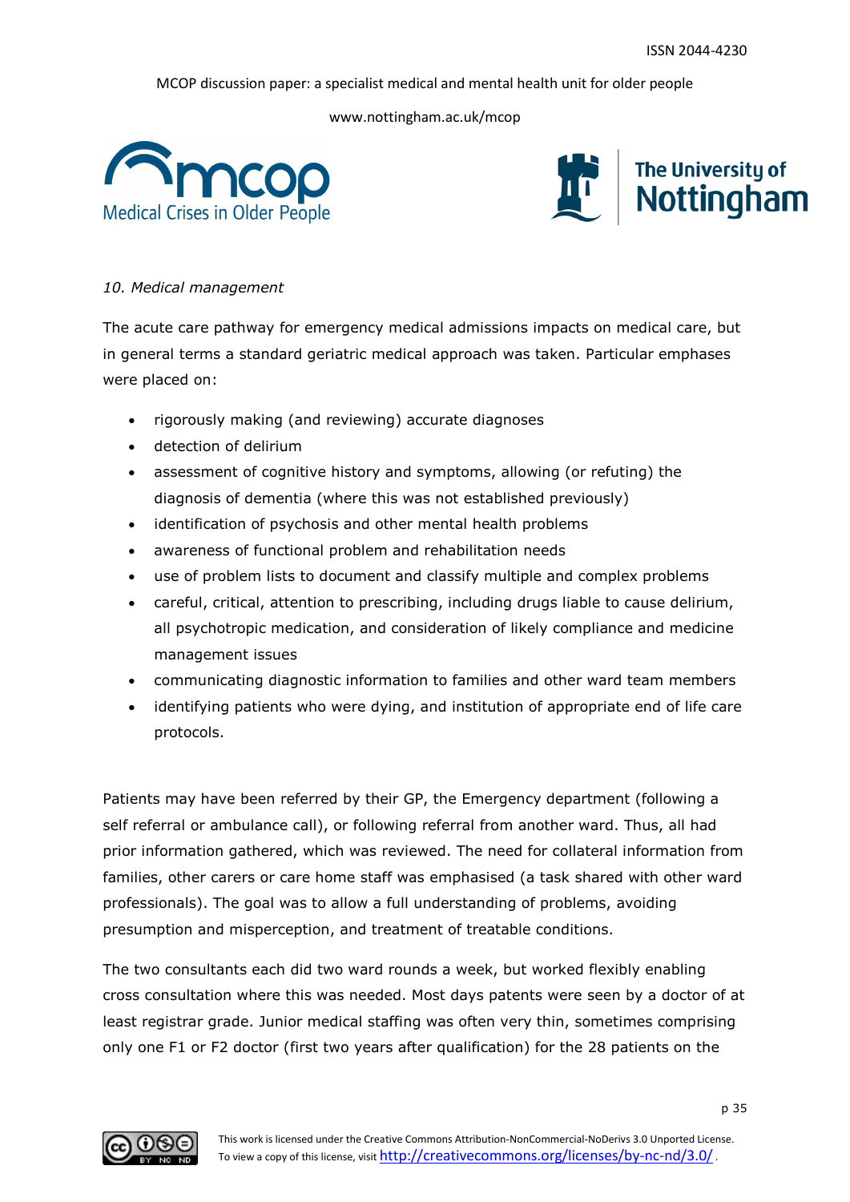*10. Medical management*

The acute care pathway for emergency medical admissions impacts on medical care, but in general terms a standard geriatric medical approach was taken. Particular emphases were placed on:

- rigorously making (and reviewing) accurate diagnoses
- detection of delirium
- assessment of cognitive history and symptoms, allowing (or refuting) the diagnosis of dementia (where this was not established previously)
- identification of psychosis and other mental health problems
- awareness of functional problem and rehabilitation needs
- use of problem lists to document and classify multiple and complex problems
- careful, critical, attention to prescribing, including drugs liable to cause delirium, all psychotropic medication, and consideration of likely compliance and medicine management issues
- communicating diagnostic information to families and other ward team members
- identifying patients who were dying, and institution of appropriate end of life care protocols.

Patients may have been referred by their GP, the Emergency department (following a self referral or ambulance call), or following referral from another ward. Thus, all had prior information gathered, which was reviewed. The need for collateral information from families, other carers or care home staff was emphasised (a task shared with other ward professionals). The goal was to allow a full understanding of problems, avoiding presumption and misperception, and treatment of treatable conditions.

The two consultants each did two ward rounds a week, but worked flexibly enabling cross consultation where this was needed. Most days patents were seen by a doctor of at least registrar grade. Junior medical staffing was often very thin, sometimes comprising only one F1 or F2 doctor (first two years after qualification) for the 28 patients on the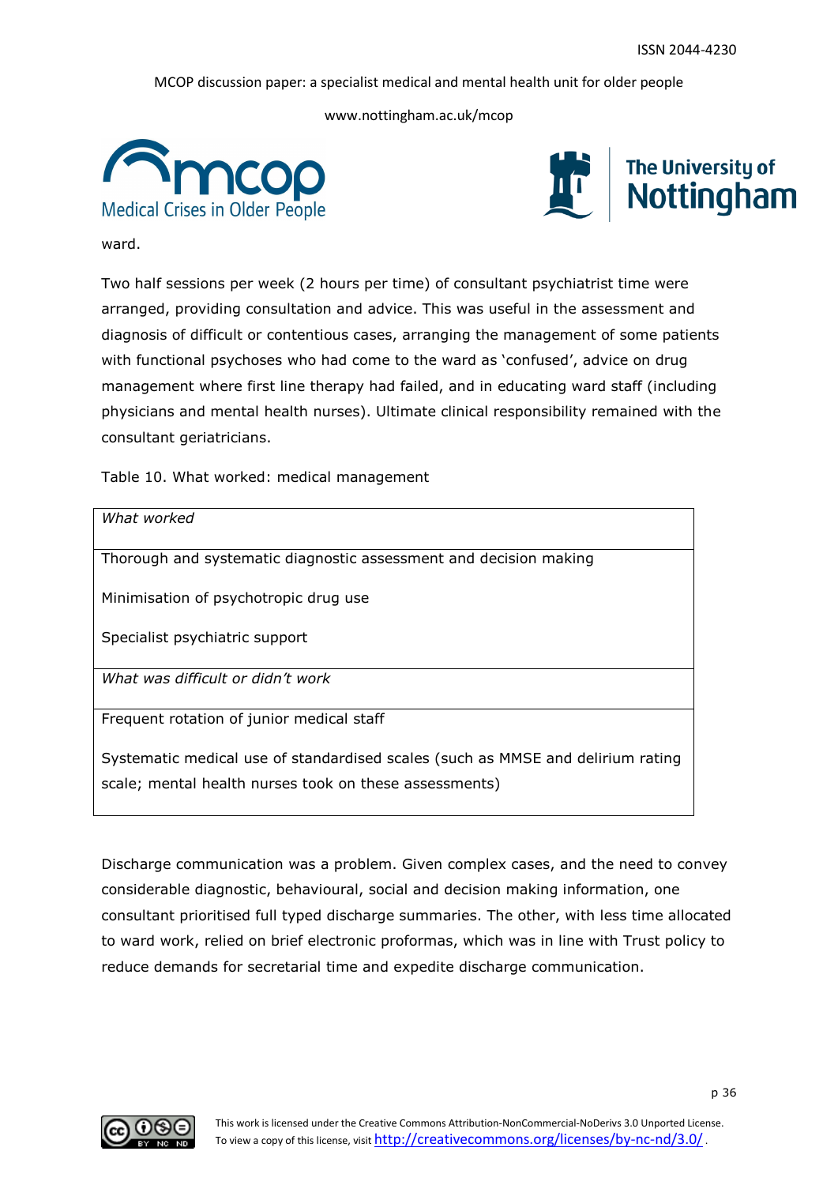ward.

Two half sessions per week (2 hours per time) of consultant psychiatrist time were arranged, providing consultation and advice. This was useful in the assessment and diagnosis of difficult or contentious cases, arranging the management of some patients with functional psychoses who had come to the ward as 'confused', advice on drug management where first line therapy had failed, and in educating ward staff (including physicians and mental health nurses). Ultimate clinical responsibility remained with the consultant geriatricians.

Table 10. What worked: medical management

| *What worked* |
| --- |
| Thorough and systematic diagnostic assessment and decision making<br><br>Minimisation of psychotropic drug use<br><br>Specialist psychiatric support |
| *What was difficult or didn't work* |
| Frequent rotation of junior medical staff<br><br>Systematic medical use of standardised scales (such as MMSE and delirium rating scale; mental health nurses took on these assessments) |

Discharge communication was a problem. Given complex cases, and the need to convey considerable diagnostic, behavioural, social and decision making information, one consultant prioritised full typed discharge summaries. The other, with less time allocated to ward work, relied on brief electronic proformas, which was in line with Trust policy to reduce demands for secretarial time and expedite discharge communication.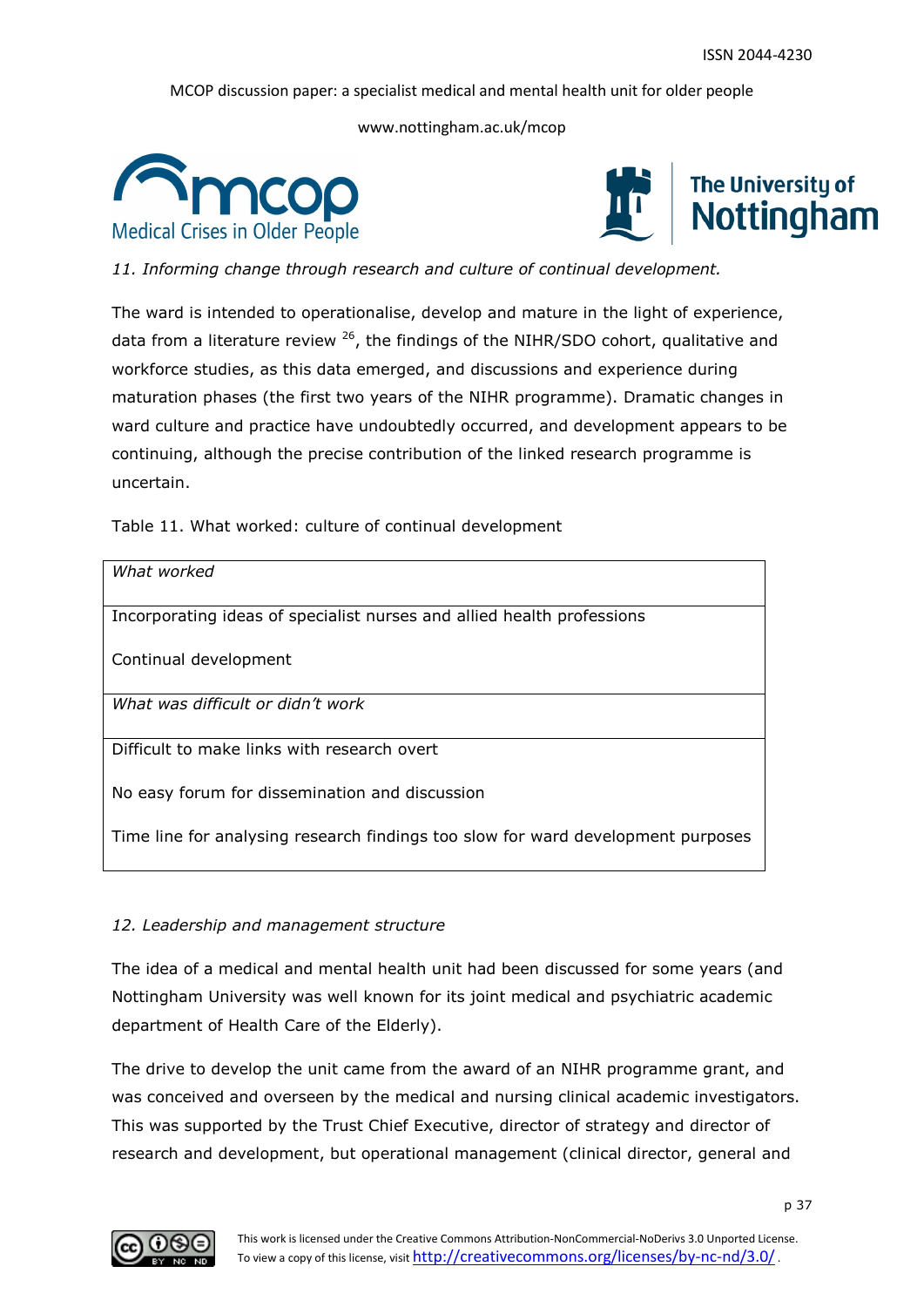*11. Informing change through research and culture of continual development.*

The ward is intended to operationalise, develop and mature in the light of experience, data from a literature review [26], the findings of the NIHR/SDO cohort, qualitative and workforce studies, as this data emerged, and discussions and experience during maturation phases (the first two years of the NIHR programme). Dramatic changes in ward culture and practice have undoubtedly occurred, and development appears to be continuing, although the precise contribution of the linked research programme is uncertain.

Table 11. What worked: culture of continual development

| *What worked* |
|---|
| Incorporating ideas of specialist nurses and allied health professions<br><br>Continual development |
| *What was difficult or didn't work* |
| Difficult to make links with research overt<br><br>No easy forum for dissemination and discussion<br><br>Time line for analysing research findings too slow for ward development purposes |

*12. Leadership and management structure*

The idea of a medical and mental health unit had been discussed for some years (and Nottingham University was well known for its joint medical and psychiatric academic department of Health Care of the Elderly).

The drive to develop the unit came from the award of an NIHR programme grant, and was conceived and overseen by the medical and nursing clinical academic investigators. This was supported by the Trust Chief Executive, director of strategy and director of research and development, but operational management (clinical director, general and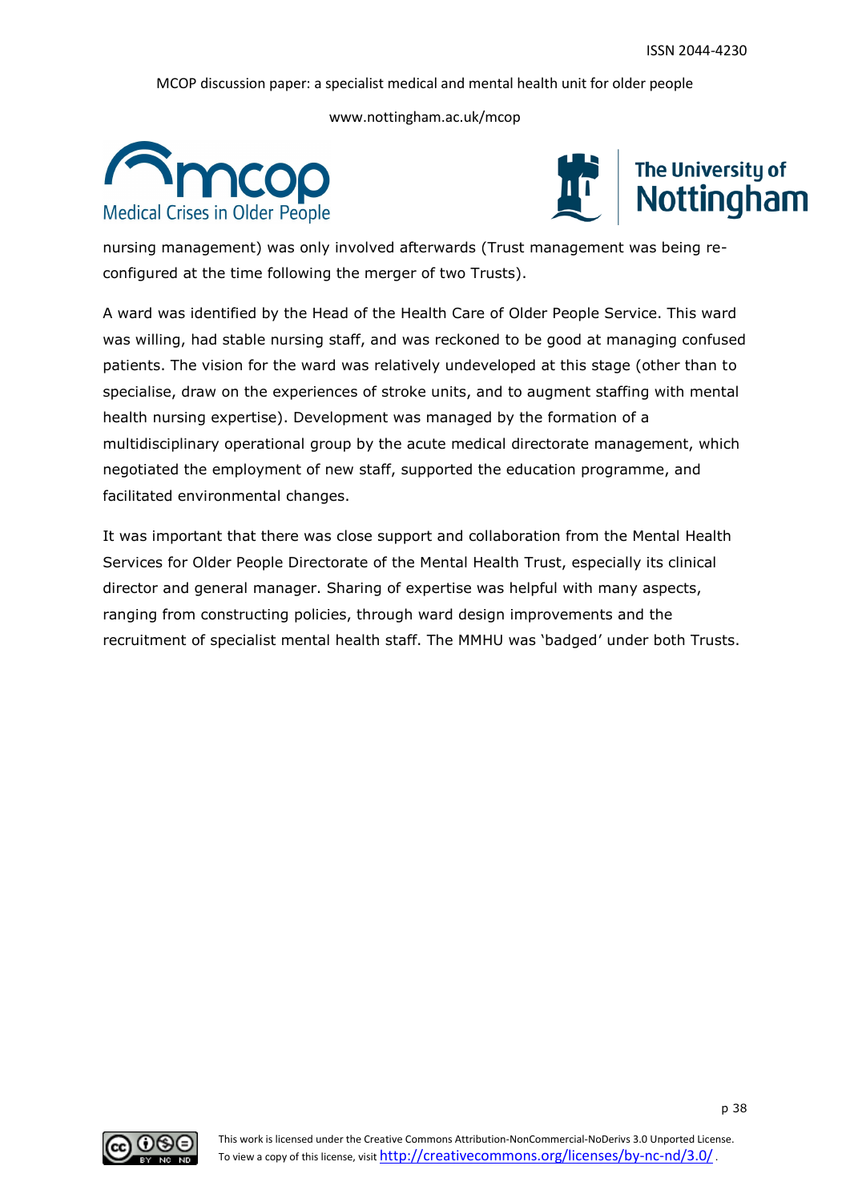nursing management) was only involved afterwards (Trust management was being re-configured at the time following the merger of two Trusts).

A ward was identified by the Head of the Health Care of Older People Service. This ward was willing, had stable nursing staff, and was reckoned to be good at managing confused patients. The vision for the ward was relatively undeveloped at this stage (other than to specialise, draw on the experiences of stroke units, and to augment staffing with mental health nursing expertise). Development was managed by the formation of a multidisciplinary operational group by the acute medical directorate management, which negotiated the employment of new staff, supported the education programme, and facilitated environmental changes.

It was important that there was close support and collaboration from the Mental Health Services for Older People Directorate of the Mental Health Trust, especially its clinical director and general manager. Sharing of expertise was helpful with many aspects, ranging from constructing policies, through ward design improvements and the recruitment of specialist mental health staff. The MMHU was 'badged' under both Trusts.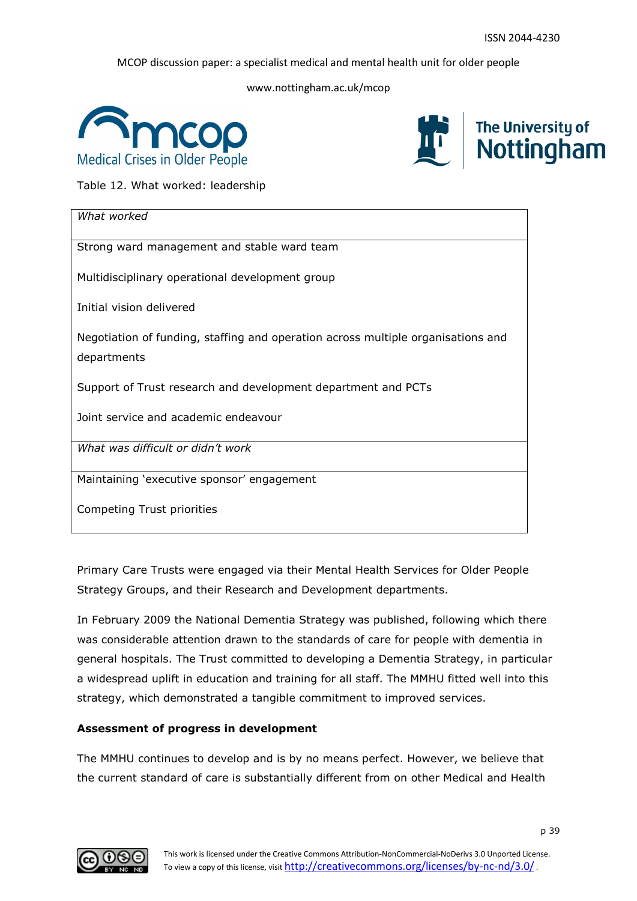Table 12. What worked: leadership

| *What worked* |
|---|
| Strong ward management and stable ward team<br><br>Multidisciplinary operational development group<br><br>Initial vision delivered<br><br>Negotiation of funding, staffing and operation across multiple organisations and departments<br><br>Support of Trust research and development department and PCTs<br><br>Joint service and academic endeavour |
| *What was difficult or didn't work* |
| Maintaining 'executive sponsor' engagement<br><br>Competing Trust priorities |

Primary Care Trusts were engaged via their Mental Health Services for Older People Strategy Groups, and their Research and Development departments.

In February 2009 the National Dementia Strategy was published, following which there was considerable attention drawn to the standards of care for people with dementia in general hospitals. The Trust committed to developing a Dementia Strategy, in particular a widespread uplift in education and training for all staff. The MMHU fitted well into this strategy, which demonstrated a tangible commitment to improved services.

**Assessment of progress in development**

The MMHU continues to develop and is by no means perfect. However, we believe that the current standard of care is substantially different from on other Medical and Health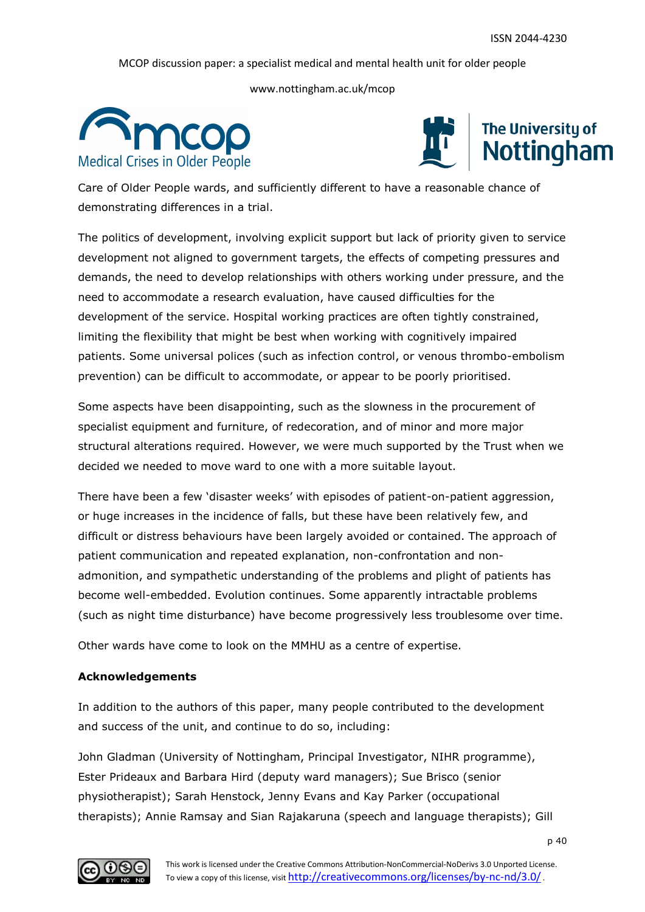Care of Older People wards, and sufficiently different to have a reasonable chance of demonstrating differences in a trial.

The politics of development, involving explicit support but lack of priority given to service development not aligned to government targets, the effects of competing pressures and demands, the need to develop relationships with others working under pressure, and the need to accommodate a research evaluation, have caused difficulties for the development of the service. Hospital working practices are often tightly constrained, limiting the flexibility that might be best when working with cognitively impaired patients. Some universal polices (such as infection control, or venous thrombo-embolism prevention) can be difficult to accommodate, or appear to be poorly prioritised.

Some aspects have been disappointing, such as the slowness in the procurement of specialist equipment and furniture, of redecoration, and of minor and more major structural alterations required. However, we were much supported by the Trust when we decided we needed to move ward to one with a more suitable layout.

There have been a few 'disaster weeks' with episodes of patient-on-patient aggression, or huge increases in the incidence of falls, but these have been relatively few, and difficult or distress behaviours have been largely avoided or contained. The approach of patient communication and repeated explanation, non-confrontation and non-admonition, and sympathetic understanding of the problems and plight of patients has become well-embedded. Evolution continues. Some apparently intractable problems (such as night time disturbance) have become progressively less troublesome over time.

Other wards have come to look on the MMHU as a centre of expertise.

**Acknowledgements**

In addition to the authors of this paper, many people contributed to the development and success of the unit, and continue to do so, including:

John Gladman (University of Nottingham, Principal Investigator, NIHR programme), Ester Prideaux and Barbara Hird (deputy ward managers); Sue Brisco (senior physiotherapist); Sarah Henstock, Jenny Evans and Kay Parker (occupational therapists); Annie Ramsay and Sian Rajakaruna (speech and language therapists); Gill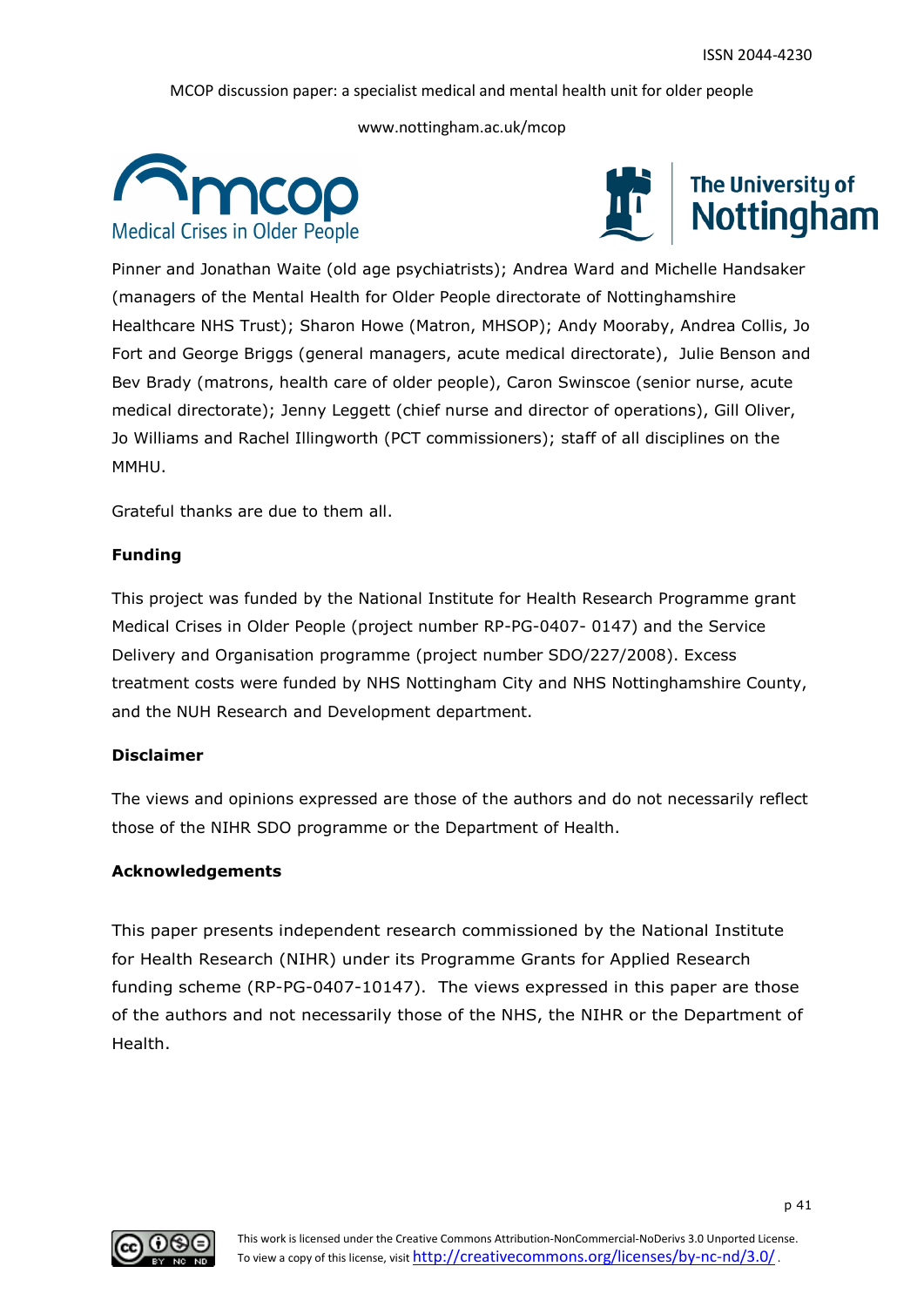Pinner and Jonathan Waite (old age psychiatrists); Andrea Ward and Michelle Handsaker (managers of the Mental Health for Older People directorate of Nottinghamshire Healthcare NHS Trust); Sharon Howe (Matron, MHSOP); Andy Mooraby, Andrea Collis, Jo Fort and George Briggs (general managers, acute medical directorate), Julie Benson and Bev Brady (matrons, health care of older people), Caron Swinscoe (senior nurse, acute medical directorate); Jenny Leggett (chief nurse and director of operations), Gill Oliver, Jo Williams and Rachel Illingworth (PCT commissioners); staff of all disciplines on the MMHU.

Grateful thanks are due to them all.

**Funding**

This project was funded by the National Institute for Health Research Programme grant Medical Crises in Older People (project number RP-PG-0407- 0147) and the Service Delivery and Organisation programme (project number SDO/227/2008). Excess treatment costs were funded by NHS Nottingham City and NHS Nottinghamshire County, and the NUH Research and Development department.

**Disclaimer**

The views and opinions expressed are those of the authors and do not necessarily reflect those of the NIHR SDO programme or the Department of Health.

**Acknowledgements**

This paper presents independent research commissioned by the National Institute for Health Research (NIHR) under its Programme Grants for Applied Research funding scheme (RP-PG-0407-10147). The views expressed in this paper are those of the authors and not necessarily those of the NHS, the NIHR or the Department of Health.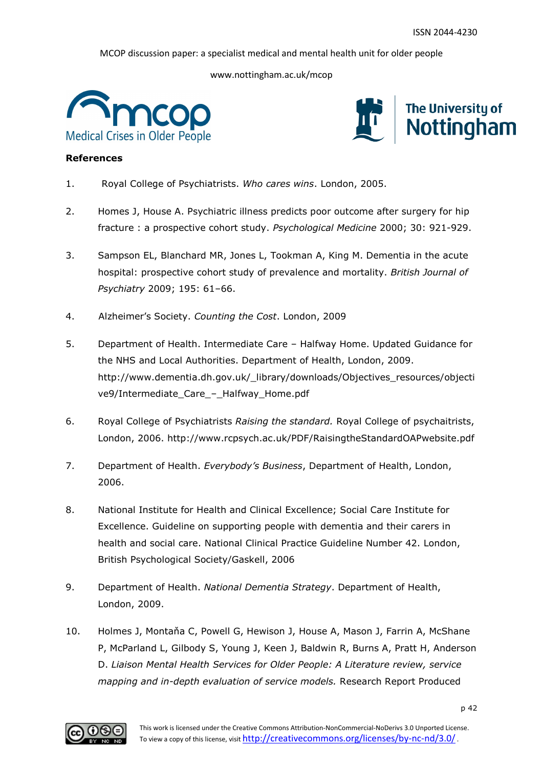**References**

1. Royal College of Psychiatrists. *Who cares wins*. London, 2005.

2. Homes J, House A. Psychiatric illness predicts poor outcome after surgery for hip fracture : a prospective cohort study. *Psychological Medicine* 2000; 30: 921-929.

3. Sampson EL, Blanchard MR, Jones L, Tookman A, King M. Dementia in the acute hospital: prospective cohort study of prevalence and mortality. *British Journal of Psychiatry* 2009; 195: 61–66.

4. Alzheimer's Society. *Counting the Cost*. London, 2009

5. Department of Health. Intermediate Care – Halfway Home. Updated Guidance for the NHS and Local Authorities. Department of Health, London, 2009. http://www.dementia.dh.gov.uk/_library/downloads/Objectives_resources/objective9/Intermediate_Care_–_Halfway_Home.pdf

6. Royal College of Psychiatrists *Raising the standard.* Royal College of psychaitrists, London, 2006. http://www.rcpsych.ac.uk/PDF/RaisingtheStandardOAPwebsite.pdf

7. Department of Health. *Everybody's Business*, Department of Health, London, 2006.

8. National Institute for Health and Clinical Excellence; Social Care Institute for Excellence. Guideline on supporting people with dementia and their carers in health and social care. National Clinical Practice Guideline Number 42. London, British Psychological Society/Gaskell, 2006

9. Department of Health. *National Dementia Strategy*. Department of Health, London, 2009.

10. Holmes J, Montaňa C, Powell G, Hewison J, House A, Mason J, Farrin A, McShane P, McParland L, Gilbody S, Young J, Keen J, Baldwin R, Burns A, Pratt H, Anderson D. *Liaison Mental Health Services for Older People: A Literature review, service mapping and in-depth evaluation of service models.* Research Report Produced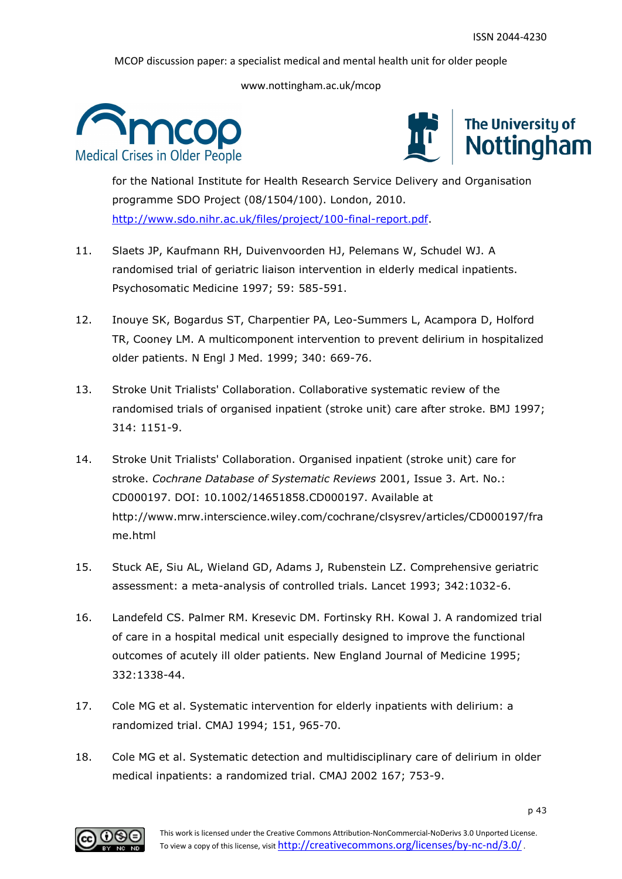for the National Institute for Health Research Service Delivery and Organisation programme SDO Project (08/1504/100). London, 2010. [http://www.sdo.nihr.ac.uk/files/project/100-final-report.pdf](http://www.sdo.nihr.ac.uk/files/project/100-final-report.pdf).

11. Slaets JP, Kaufmann RH, Duivenvoorden HJ, Pelemans W, Schudel WJ. A randomised trial of geriatric liaison intervention in elderly medical inpatients. Psychosomatic Medicine 1997; 59: 585-591.

12. Inouye SK, Bogardus ST, Charpentier PA, Leo-Summers L, Acampora D, Holford TR, Cooney LM. A multicomponent intervention to prevent delirium in hospitalized older patients. N Engl J Med. 1999; 340: 669-76.

13. Stroke Unit Trialists' Collaboration. Collaborative systematic review of the randomised trials of organised inpatient (stroke unit) care after stroke. BMJ 1997; 314: 1151-9.

14. Stroke Unit Trialists' Collaboration. Organised inpatient (stroke unit) care for stroke. *Cochrane Database of Systematic Reviews* 2001, Issue 3. Art. No.: CD000197. DOI: 10.1002/14651858.CD000197. Available at http://www.mrw.interscience.wiley.com/cochrane/clsysrev/articles/CD000197/frame.html

15. Stuck AE, Siu AL, Wieland GD, Adams J, Rubenstein LZ. Comprehensive geriatric assessment: a meta-analysis of controlled trials. Lancet 1993; 342:1032-6.

16. Landefeld CS. Palmer RM. Kresevic DM. Fortinsky RH. Kowal J. A randomized trial of care in a hospital medical unit especially designed to improve the functional outcomes of acutely ill older patients. New England Journal of Medicine 1995; 332:1338-44.

17. Cole MG et al. Systematic intervention for elderly inpatients with delirium: a randomized trial. CMAJ 1994; 151, 965-70.

18. Cole MG et al. Systematic detection and multidisciplinary care of delirium in older medical inpatients: a randomized trial. CMAJ 2002 167; 753-9.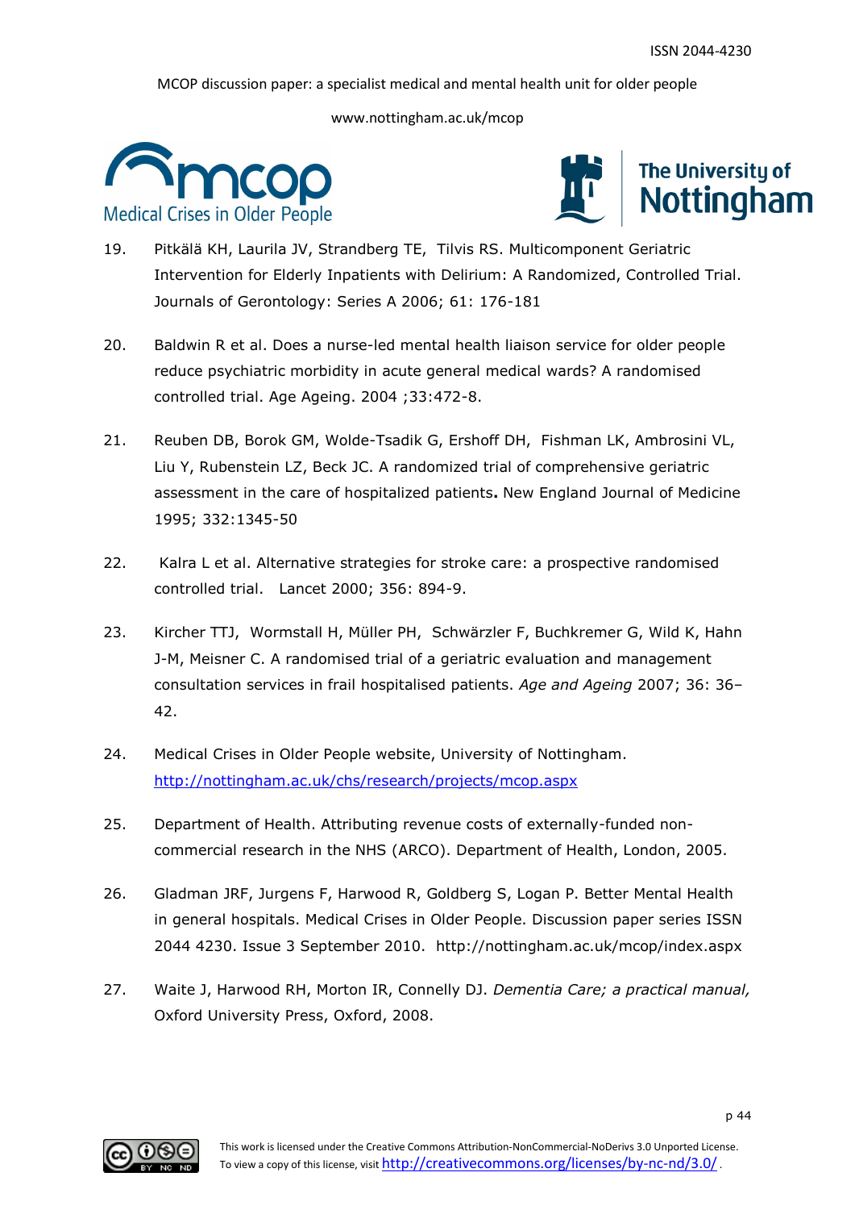19. Pitkälä KH, Laurila JV, Strandberg TE, Tilvis RS. Multicomponent Geriatric Intervention for Elderly Inpatients with Delirium: A Randomized, Controlled Trial. Journals of Gerontology: Series A 2006; 61: 176-181

20. Baldwin R et al. Does a nurse-led mental health liaison service for older people reduce psychiatric morbidity in acute general medical wards? A randomised controlled trial. Age Ageing. 2004 ;33:472-8.

21. Reuben DB, Borok GM, Wolde-Tsadik G, Ershoff DH, Fishman LK, Ambrosini VL, Liu Y, Rubenstein LZ, Beck JC. A randomized trial of comprehensive geriatric assessment in the care of hospitalized patients**.** New England Journal of Medicine 1995; 332:1345-50

22. Kalra L et al. Alternative strategies for stroke care: a prospective randomised controlled trial. Lancet 2000; 356: 894-9.

23. Kircher TTJ, Wormstall H, Müller PH, Schwärzler F, Buchkremer G, Wild K, Hahn J-M, Meisner C. A randomised trial of a geriatric evaluation and management consultation services in frail hospitalised patients. *Age and Ageing* 2007; 36: 36–42.

24. Medical Crises in Older People website, University of Nottingham. http://nottingham.ac.uk/chs/research/projects/mcop.aspx

25. Department of Health. Attributing revenue costs of externally-funded non-commercial research in the NHS (ARCO). Department of Health, London, 2005.

26. Gladman JRF, Jurgens F, Harwood R, Goldberg S, Logan P. Better Mental Health in general hospitals. Medical Crises in Older People. Discussion paper series ISSN 2044 4230. Issue 3 September 2010. http://nottingham.ac.uk/mcop/index.aspx

27. Waite J, Harwood RH, Morton IR, Connelly DJ. *Dementia Care; a practical manual,* Oxford University Press, Oxford, 2008.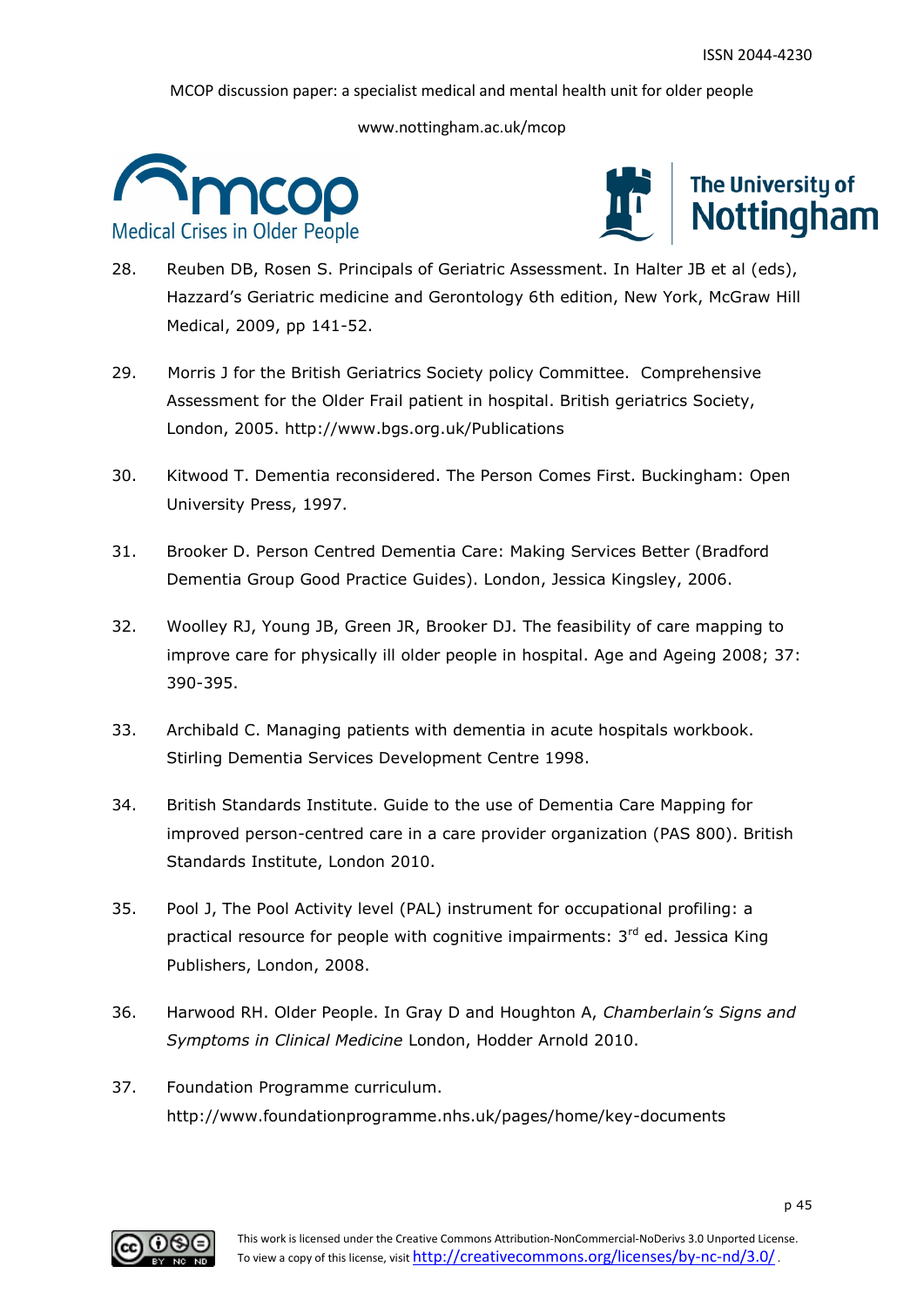28. Reuben DB, Rosen S. Principals of Geriatric Assessment. In Halter JB et al (eds), Hazzard's Geriatric medicine and Gerontology 6th edition, New York, McGraw Hill Medical, 2009, pp 141-52.

29. Morris J for the British Geriatrics Society policy Committee. Comprehensive Assessment for the Older Frail patient in hospital. British geriatrics Society, London, 2005. http://www.bgs.org.uk/Publications

30. Kitwood T. Dementia reconsidered. The Person Comes First. Buckingham: Open University Press, 1997.

31. Brooker D. Person Centred Dementia Care: Making Services Better (Bradford Dementia Group Good Practice Guides). London, Jessica Kingsley, 2006.

32. Woolley RJ, Young JB, Green JR, Brooker DJ. The feasibility of care mapping to improve care for physically ill older people in hospital. Age and Ageing 2008; 37: 390-395.

33. Archibald C. Managing patients with dementia in acute hospitals workbook. Stirling Dementia Services Development Centre 1998.

34. British Standards Institute. Guide to the use of Dementia Care Mapping for improved person-centred care in a care provider organization (PAS 800). British Standards Institute, London 2010.

35. Pool J, The Pool Activity level (PAL) instrument for occupational profiling: a practical resource for people with cognitive impairments: 3rd ed. Jessica King Publishers, London, 2008.

36. Harwood RH. Older People. In Gray D and Houghton A, *Chamberlain's Signs and Symptoms in Clinical Medicine* London, Hodder Arnold 2010.

37. Foundation Programme curriculum. http://www.foundationprogramme.nhs.uk/pages/home/key-documents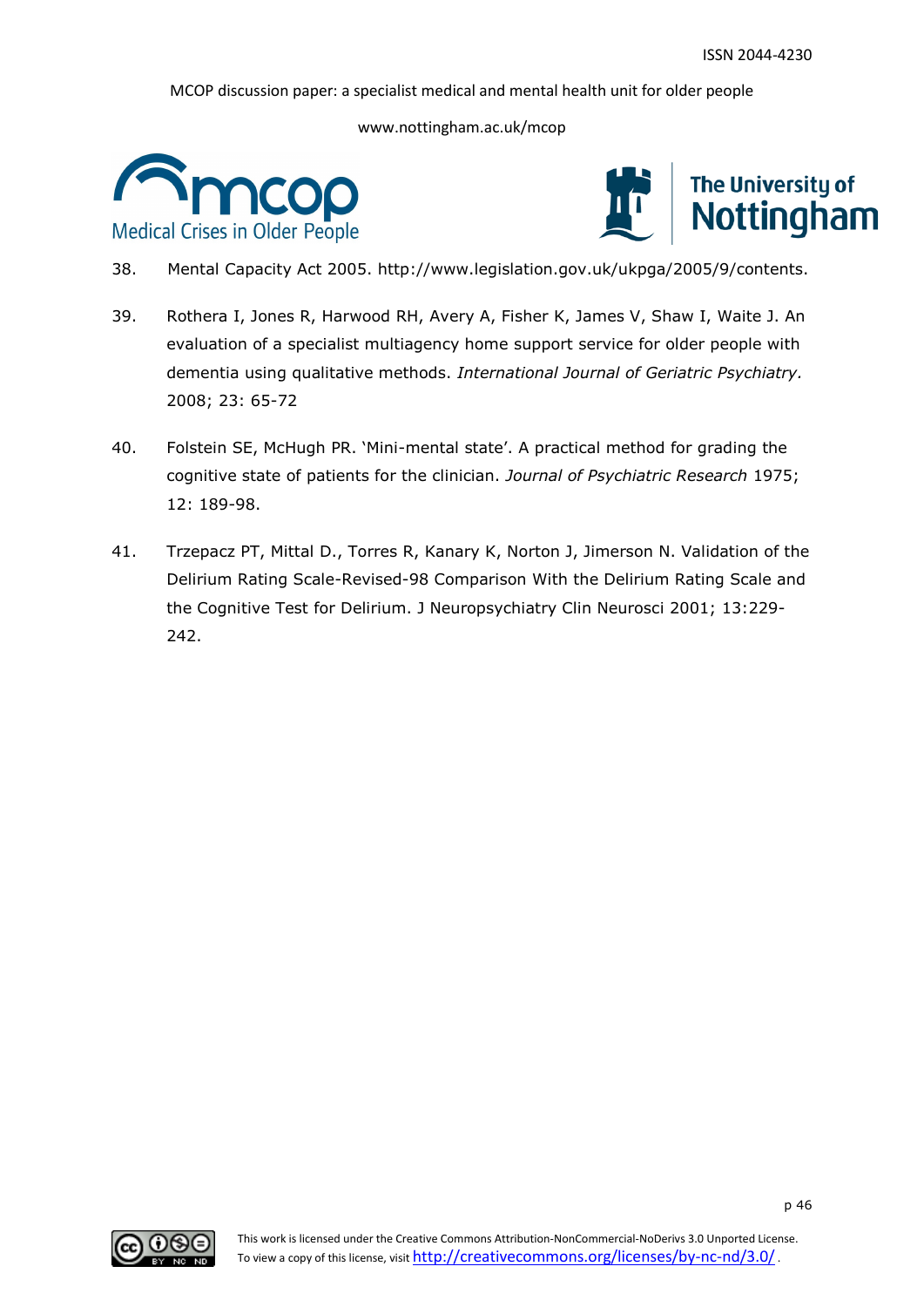38. Mental Capacity Act 2005. http://www.legislation.gov.uk/ukpga/2005/9/contents.

39. Rothera I, Jones R, Harwood RH, Avery A, Fisher K, James V, Shaw I, Waite J. An evaluation of a specialist multiagency home support service for older people with dementia using qualitative methods. *International Journal of Geriatric Psychiatry.* 2008; 23: 65-72

40. Folstein SE, McHugh PR. 'Mini-mental state'. A practical method for grading the cognitive state of patients for the clinician. *Journal of Psychiatric Research* 1975; 12: 189-98.

41. Trzepacz PT, Mittal D., Torres R, Kanary K, Norton J, Jimerson N. Validation of the Delirium Rating Scale-Revised-98 Comparison With the Delirium Rating Scale and the Cognitive Test for Delirium. J Neuropsychiatry Clin Neurosci 2001; 13:229-242.